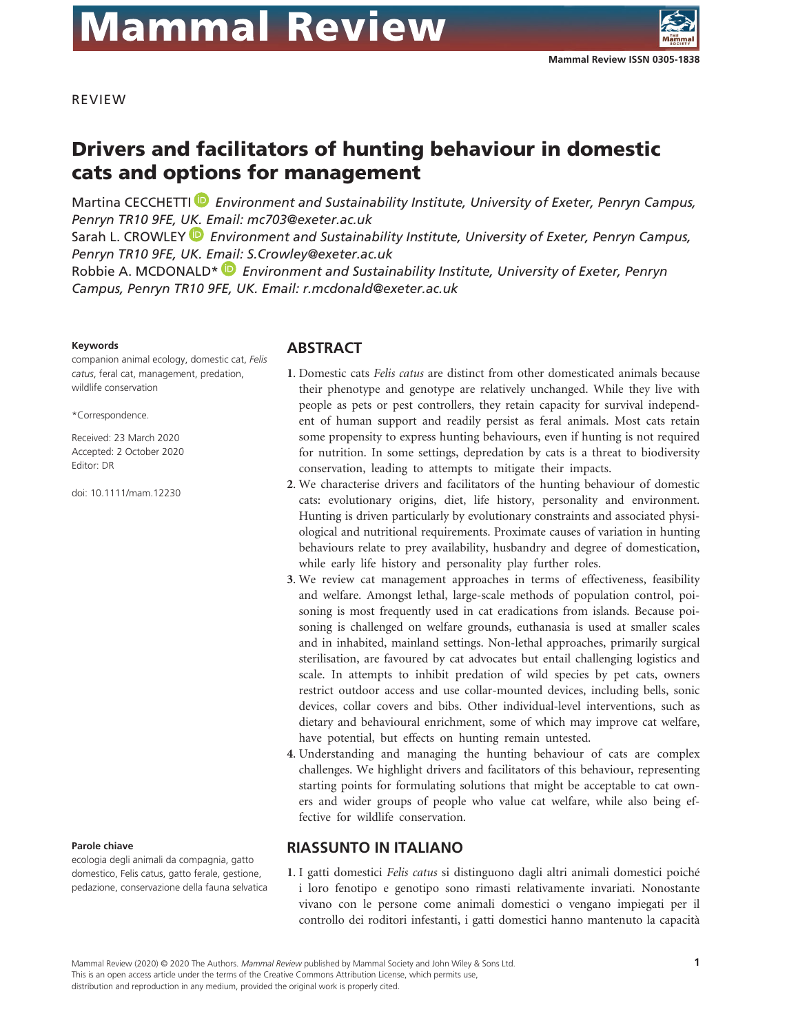REVIEW

# Drivers and facilitators of hunting behaviour in domestic cats and options for management

Martina CECCHETTI *Environment and Sustainability Institute, University of Exeter, Penryn Campus, Penryn TR10 9FE, UK. Email: mc703@exeter.ac.uk*

Sarah L. CROWLEY *Environment and Sustainability Institute, University of Exeter, Penryn Campus, Penryn TR10 9FE, UK. Email: S.Crowley@exeter.ac.uk*

Robbie A. MCDONALD* *Environment and Sustainability Institute, University of Exeter, Penryn Campus, Penryn TR10 9FE, UK. Email: r.mcdonald@exeter.ac.uk*

**Keywords**

companion animal ecology, domestic cat, *Felis catus*, feral cat, management, predation, wildlife conservation

*Correspondence.

Received: 23 March 2020
Accepted: 2 October 2020
Editor: DR

doi: 10.1111/mam.12230

## ABSTRACT

1. Domestic cats *Felis catus* are distinct from other domesticated animals because their phenotype and genotype are relatively unchanged. While they live with people as pets or pest controllers, they retain capacity for survival independent of human support and readily persist as feral animals. Most cats retain some propensity to express hunting behaviours, even if hunting is not required for nutrition. In some settings, depredation by cats is a threat to biodiversity conservation, leading to attempts to mitigate their impacts.
2. We characterise drivers and facilitators of the hunting behaviour of domestic cats: evolutionary origins, diet, life history, personality and environment. Hunting is driven particularly by evolutionary constraints and associated physiological and nutritional requirements. Proximate causes of variation in hunting behaviours relate to prey availability, husbandry and degree of domestication, while early life history and personality play further roles.
3. We review cat management approaches in terms of effectiveness, feasibility and welfare. Amongst lethal, large-scale methods of population control, poisoning is most frequently used in cat eradications from islands. Because poisoning is challenged on welfare grounds, euthanasia is used at smaller scales and in inhabited, mainland settings. Non-lethal approaches, primarily surgical sterilisation, are favoured by cat advocates but entail challenging logistics and scale. In attempts to inhibit predation of wild species by pet cats, owners restrict outdoor access and use collar-mounted devices, including bells, sonic devices, collar covers and bibs. Other individual-level interventions, such as dietary and behavioural enrichment, some of which may improve cat welfare, have potential, but effects on hunting remain untested.
4. Understanding and managing the hunting behaviour of cats are complex challenges. We highlight drivers and facilitators of this behaviour, representing starting points for formulating solutions that might be acceptable to cat owners and wider groups of people who value cat welfare, while also being effective for wildlife conservation.

**Parole chiave**

ecologia degli animali da compagnia, gatto domestico, Felis catus, gatto ferale, gestione, pedazione, conservazione della fauna selvatica

## RIASSUNTO IN ITALIANO

1. I gatti domestici *Felis catus* si distinguono dagli altri animali domestici poiché i loro fenotipo e genotipo sono rimasti relativamente invariati. Nonostante vivano con le persone come animali domestici o vengano impiegati per il controllo dei roditori infestanti, i gatti domestici hanno mantenuto la capacità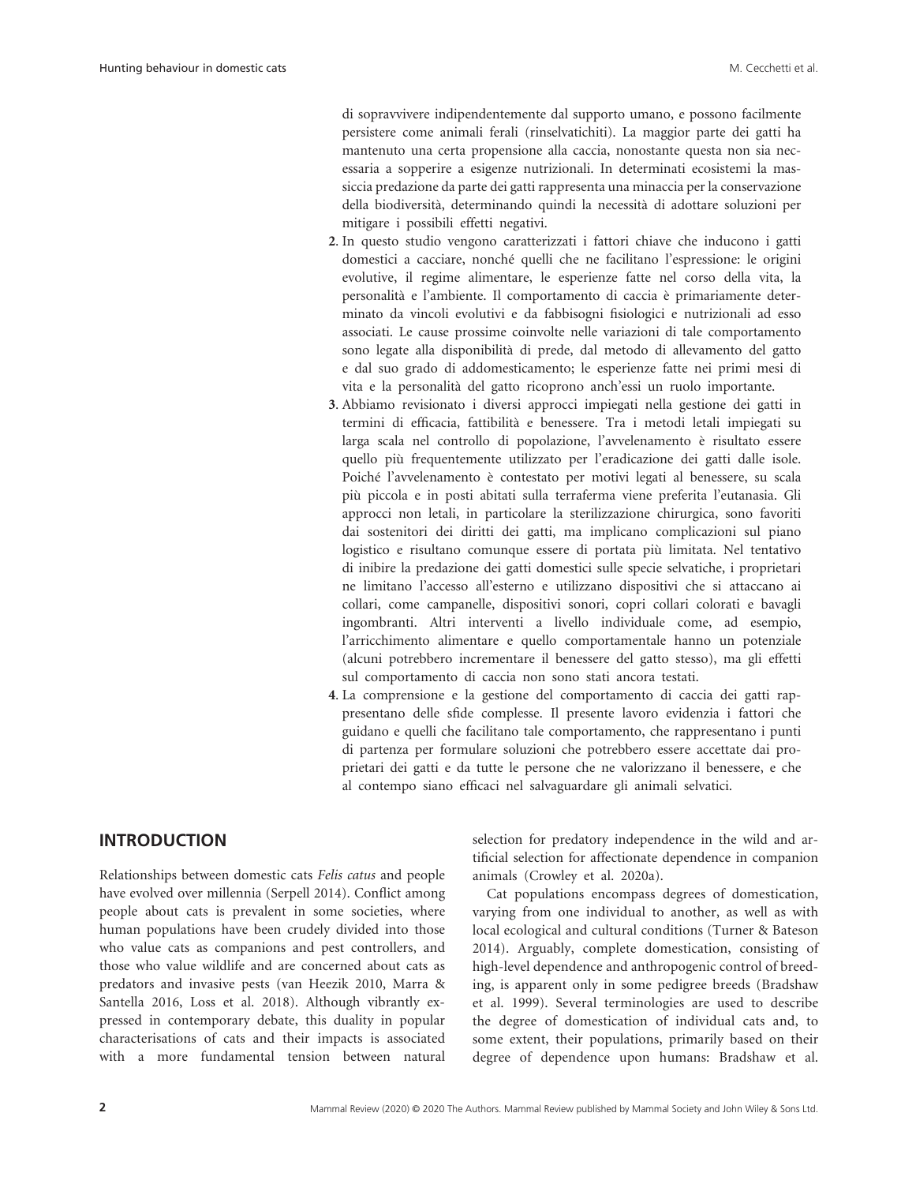di sopravvivere indipendentemente dal supporto umano, e possono facilmente persistere come animali ferali (rinselvatichiti). La maggior parte dei gatti ha mantenuto una certa propensione alla caccia, nonostante questa non sia necessaria a sopperire a esigenze nutrizionali. In determinati ecosistemi la massiccia predazione da parte dei gatti rappresenta una minaccia per la conservazione della biodiversità, determinando quindi la necessità di adottare soluzioni per mitigare i possibili effetti negativi.

2. In questo studio vengono caratterizzati i fattori chiave che inducono i gatti domestici a cacciare, nonché quelli che ne facilitano l'espressione: le origini evolutive, il regime alimentare, le esperienze fatte nel corso della vita, la personalità e l'ambiente. Il comportamento di caccia è primariamente determinato da vincoli evolutivi e da fabbisogni fisiologici e nutrizionali ad esso associati. Le cause prossime coinvolte nelle variazioni di tale comportamento sono legate alla disponibilità di prede, dal metodo di allevamento del gatto e dal suo grado di addomesticamento; le esperienze fatte nei primi mesi di vita e la personalità del gatto ricoprono anch'essi un ruolo importante.
3. Abbiamo revisionato i diversi approcci impiegati nella gestione dei gatti in termini di efficacia, fattibilità e benessere. Tra i metodi letali impiegati su larga scala nel controllo di popolazione, l'avvelenamento è risultato essere quello più frequentemente utilizzato per l'eradicazione dei gatti dalle isole. Poiché l'avvelenamento è contestato per motivi legati al benessere, su scala più piccola e in posti abitati sulla terraferma viene preferita l'eutanasia. Gli approcci non letali, in particolare la sterilizzazione chirurgica, sono favoriti dai sostenitori dei diritti dei gatti, ma implicano complicazioni sul piano logistico e risultano comunque essere di portata più limitata. Nel tentativo di inibire la predazione dei gatti domestici sulle specie selvatiche, i proprietari ne limitano l'accesso all'esterno e utilizzano dispositivi che si attaccano ai collari, come campanelle, dispositivi sonori, copri collari colorati e bavagli ingombranti. Altri interventi a livello individuale come, ad esempio, l'arricchimento alimentare e quello comportamentale hanno un potenziale (alcuni potrebbero incrementare il benessere del gatto stesso), ma gli effetti sul comportamento di caccia non sono stati ancora testati.
4. La comprensione e la gestione del comportamento di caccia dei gatti rappresentano delle sfide complesse. Il presente lavoro evidenzia i fattori che guidano e quelli che facilitano tale comportamento, che rappresentano i punti di partenza per formulare soluzioni che potrebbero essere accettate dai proprietari dei gatti e da tutte le persone che ne valorizzano il benessere, e che al contempo siano efficaci nel salvaguardare gli animali selvatici.

## INTRODUCTION

Relationships between domestic cats *Felis catus* and people have evolved over millennia (Serpell 2014). Conflict among people about cats is prevalent in some societies, where human populations have been crudely divided into those who value cats as companions and pest controllers, and those who value wildlife and are concerned about cats as predators and invasive pests (van Heezik 2010, Marra & Santella 2016, Loss et al. 2018). Although vibrantly expressed in contemporary debate, this duality in popular characterisations of cats and their impacts is associated with a more fundamental tension between natural selection for predatory independence in the wild and artificial selection for affectionate dependence in companion animals (Crowley et al. 2020a).

Cat populations encompass degrees of domestication, varying from one individual to another, as well as with local ecological and cultural conditions (Turner & Bateson 2014). Arguably, complete domestication, consisting of high-level dependence and anthropogenic control of breeding, is apparent only in some pedigree breeds (Bradshaw et al. 1999). Several terminologies are used to describe the degree of domestication of individual cats and, to some extent, their populations, primarily based on their degree of dependence upon humans: Bradshaw et al.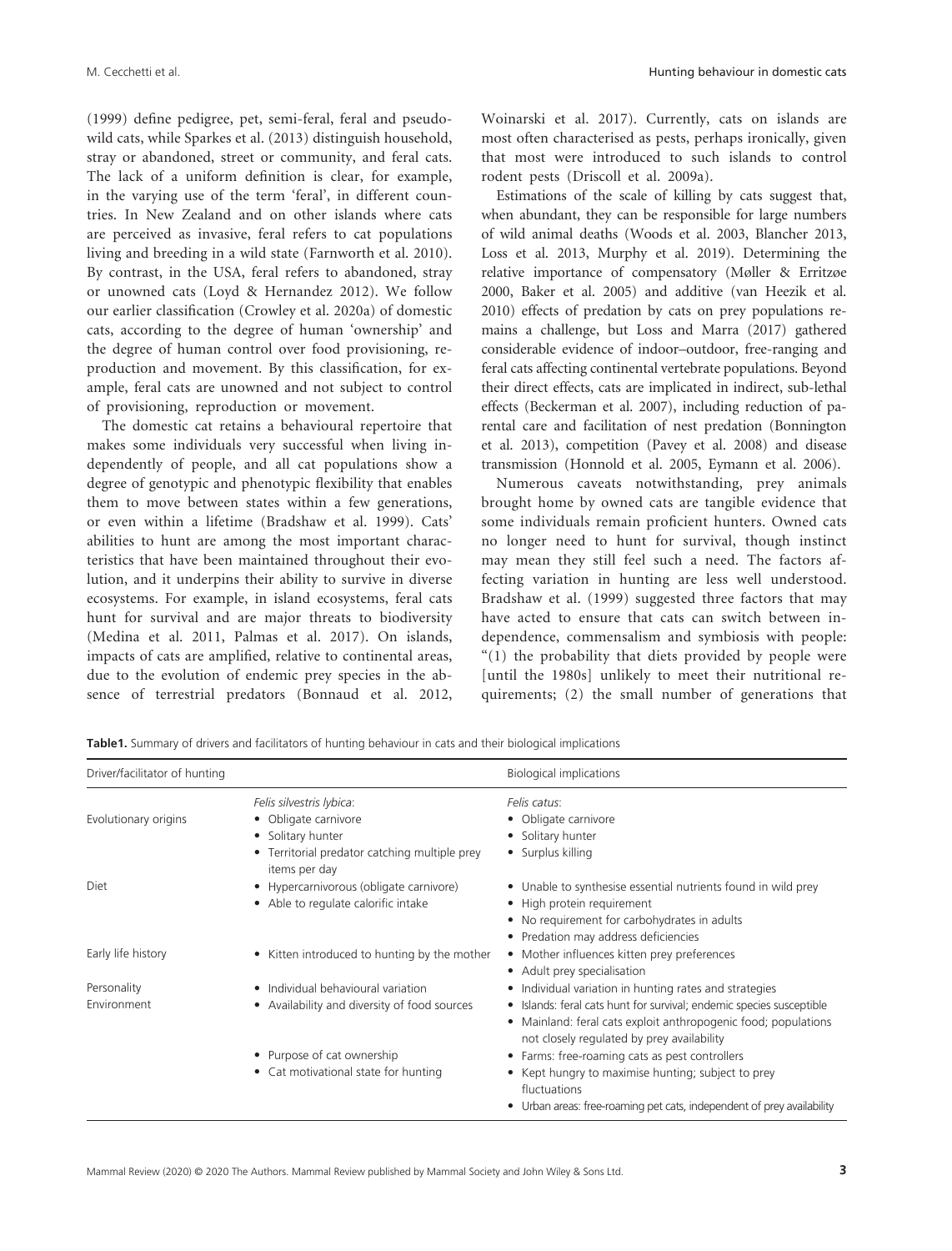(1999) define pedigree, pet, semi-feral, feral and pseudo-wild cats, while Sparkes et al. (2013) distinguish household, stray or abandoned, street or community, and feral cats. The lack of a uniform definition is clear, for example, in the varying use of the term 'feral', in different countries. In New Zealand and on other islands where cats are perceived as invasive, feral refers to cat populations living and breeding in a wild state (Farnworth et al. 2010). By contrast, in the USA, feral refers to abandoned, stray or unowned cats (Loyd & Hernandez 2012). We follow our earlier classification (Crowley et al. 2020a) of domestic cats, according to the degree of human 'ownership' and the degree of human control over food provisioning, reproduction and movement. By this classification, for example, feral cats are unowned and not subject to control of provisioning, reproduction or movement.

The domestic cat retains a behavioural repertoire that makes some individuals very successful when living independently of people, and all cat populations show a degree of genotypic and phenotypic flexibility that enables them to move between states within a few generations, or even within a lifetime (Bradshaw et al. 1999). Cats' abilities to hunt are among the most important characteristics that have been maintained throughout their evolution, and it underpins their ability to survive in diverse ecosystems. For example, in island ecosystems, feral cats hunt for survival and are major threats to biodiversity (Medina et al. 2011, Palmas et al. 2017). On islands, impacts of cats are amplified, relative to continental areas, due to the evolution of endemic prey species in the absence of terrestrial predators (Bonnaud et al. 2012, Woinarski et al. 2017). Currently, cats on islands are most often characterised as pests, perhaps ironically, given that most were introduced to such islands to control rodent pests (Driscoll et al. 2009a).

Estimations of the scale of killing by cats suggest that, when abundant, they can be responsible for large numbers of wild animal deaths (Woods et al. 2003, Blancher 2013, Loss et al. 2013, Murphy et al. 2019). Determining the relative importance of compensatory (Møller & Erritzøe 2000, Baker et al. 2005) and additive (van Heezik et al. 2010) effects of predation by cats on prey populations remains a challenge, but Loss and Marra (2017) gathered considerable evidence of indoor–outdoor, free-ranging and feral cats affecting continental vertebrate populations. Beyond their direct effects, cats are implicated in indirect, sub-lethal effects (Beckerman et al. 2007), including reduction of parental care and facilitation of nest predation (Bonnington et al. 2013), competition (Pavey et al. 2008) and disease transmission (Honnold et al. 2005, Eymann et al. 2006).

Numerous caveats notwithstanding, prey animals brought home by owned cats are tangible evidence that some individuals remain proficient hunters. Owned cats no longer need to hunt for survival, though instinct may mean they still feel such a need. The factors affecting variation in hunting are less well understood. Bradshaw et al. (1999) suggested three factors that may have acted to ensure that cats can switch between independence, commensalism and symbiosis with people: "(1) the probability that diets provided by people were [until the 1980s] unlikely to meet their nutritional requirements; (2) the small number of generations that

**Table1.** Summary of drivers and facilitators of hunting behaviour in cats and their biological implications

| Driver/facilitator of hunting | | Biological implications |
|---|---|---|
| Evolutionary origins | *Felis silvestris lybica*:<br>• Obligate carnivore<br>• Solitary hunter<br>• Territorial predator catching multiple prey items per day | *Felis catus*:<br>• Obligate carnivore<br>• Solitary hunter<br>• Surplus killing |
| Diet | • Hypercarnivorous (obligate carnivore)<br>• Able to regulate calorific intake | • Unable to synthesise essential nutrients found in wild prey<br>• High protein requirement<br>• No requirement for carbohydrates in adults<br>• Predation may address deficiencies |
| Early life history | • Kitten introduced to hunting by the mother | • Mother influences kitten prey preferences<br>• Adult prey specialisation |
| Personality | • Individual behavioural variation | • Individual variation in hunting rates and strategies |
| Environment | • Availability and diversity of food sources | • Islands: feral cats hunt for survival; endemic species susceptible<br>• Mainland: feral cats exploit anthropogenic food; populations not closely regulated by prey availability |
| | • Purpose of cat ownership<br>• Cat motivational state for hunting | • Farms: free-roaming cats as pest controllers<br>• Kept hungry to maximise hunting; subject to prey fluctuations<br>• Urban areas: free-roaming pet cats, independent of prey availability |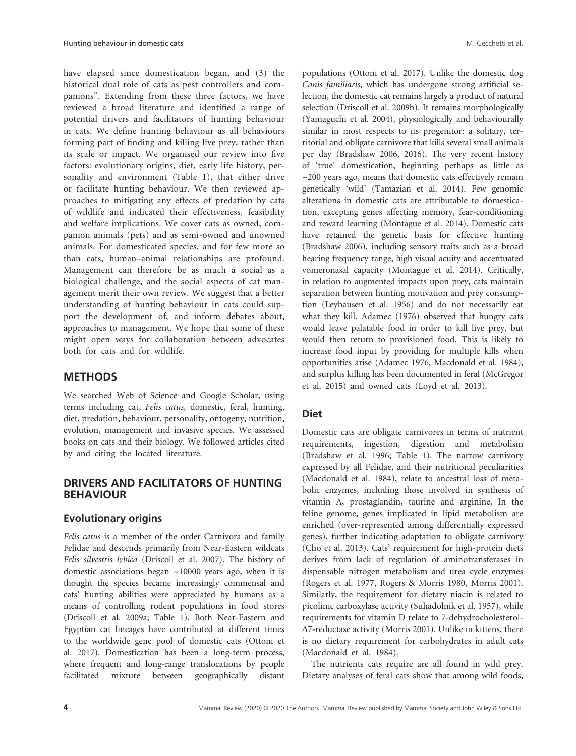have elapsed since domestication began, and (3) the historical dual role of cats as pest controllers and companions". Extending from these three factors, we have reviewed a broad literature and identified a range of potential drivers and facilitators of hunting behaviour in cats. We define hunting behaviour as all behaviours forming part of finding and killing live prey, rather than its scale or impact. We organised our review into five factors: evolutionary origins, diet, early life history, personality and environment (Table 1), that either drive or facilitate hunting behaviour. We then reviewed approaches to mitigating any effects of predation by cats of wildlife and indicated their effectiveness, feasibility and welfare implications. We cover cats as owned, companion animals (pets) and as semi-owned and unowned animals. For domesticated species, and for few more so than cats, human–animal relationships are profound. Management can therefore be as much a social as a biological challenge, and the social aspects of cat management merit their own review. We suggest that a better understanding of hunting behaviour in cats could support the development of, and inform debates about, approaches to management. We hope that some of these might open ways for collaboration between advocates both for cats and for wildlife.

## METHODS

We searched Web of Science and Google Scholar, using terms including cat, *Felis catus*, domestic, feral, hunting, diet, predation, behaviour, personality, ontogeny, nutrition, evolution, management and invasive species. We assessed books on cats and their biology. We followed articles cited by and citing the located literature.

## DRIVERS AND FACILITATORS OF HUNTING BEHAVIOUR

### Evolutionary origins

*Felis catus* is a member of the order Carnivora and family Felidae and descends primarily from Near-Eastern wildcats *Felis silvestris lybica* (Driscoll et al. 2007). The history of domestic associations began ~10000 years ago, when it is thought the species became increasingly commensal and cats' hunting abilities were appreciated by humans as a means of controlling rodent populations in food stores (Driscoll et al. 2009a; Table 1). Both Near-Eastern and Egyptian cat lineages have contributed at different times to the worldwide gene pool of domestic cats (Ottoni et al. 2017). Domestication has been a long-term process, where frequent and long-range translocations by people facilitated mixture between geographically distant populations (Ottoni et al. 2017). Unlike the domestic dog *Canis familiaris*, which has undergone strong artificial selection, the domestic cat remains largely a product of natural selection (Driscoll et al. 2009b). It remains morphologically (Yamaguchi et al. 2004), physiologically and behaviourally similar in most respects to its progenitor: a solitary, territorial and obligate carnivore that kills several small animals per day (Bradshaw 2006, 2016). The very recent history of 'true' domestication, beginning perhaps as little as ~200 years ago, means that domestic cats effectively remain genetically 'wild' (Tamazian et al. 2014). Few genomic alterations in domestic cats are attributable to domestication, excepting genes affecting memory, fear-conditioning and reward learning (Montague et al. 2014). Domestic cats have retained the genetic basis for effective hunting (Bradshaw 2006), including sensory traits such as a broad hearing frequency range, high visual acuity and accentuated vomeronasal capacity (Montague et al. 2014). Critically, in relation to augmented impacts upon prey, cats maintain separation between hunting motivation and prey consumption (Leyhausen et al. 1956) and do not necessarily eat what they kill. Adamec (1976) observed that hungry cats would leave palatable food in order to kill live prey, but would then return to provisioned food. This is likely to increase food input by providing for multiple kills when opportunities arise (Adamec 1976, Macdonald et al. 1984), and surplus killing has been documented in feral (McGregor et al. 2015) and owned cats (Loyd et al. 2013).

### Diet

Domestic cats are obligate carnivores in terms of nutrient requirements, ingestion, digestion and metabolism (Bradshaw et al. 1996; Table 1). The narrow carnivory expressed by all Felidae, and their nutritional peculiarities (Macdonald et al. 1984), relate to ancestral loss of metabolic enzymes, including those involved in synthesis of vitamin A, prostaglandin, taurine and arginine. In the feline genome, genes implicated in lipid metabolism are enriched (over-represented among differentially expressed genes), further indicating adaptation to obligate carnivory (Cho et al. 2013). Cats' requirement for high-protein diets derives from lack of regulation of aminotransferases in dispensable nitrogen metabolism and urea cycle enzymes (Rogers et al. 1977, Rogers & Morris 1980, Morris 2001). Similarly, the requirement for dietary niacin is related to picolinic carboxylase activity (Suhadolnik et al. 1957), while requirements for vitamin D relate to 7-dehydrocholesterol-Δ7-reductase activity (Morris 2001). Unlike in kittens, there is no dietary requirement for carbohydrates in adult cats (Macdonald et al. 1984).

The nutrients cats require are all found in wild prey. Dietary analyses of feral cats show that among wild foods,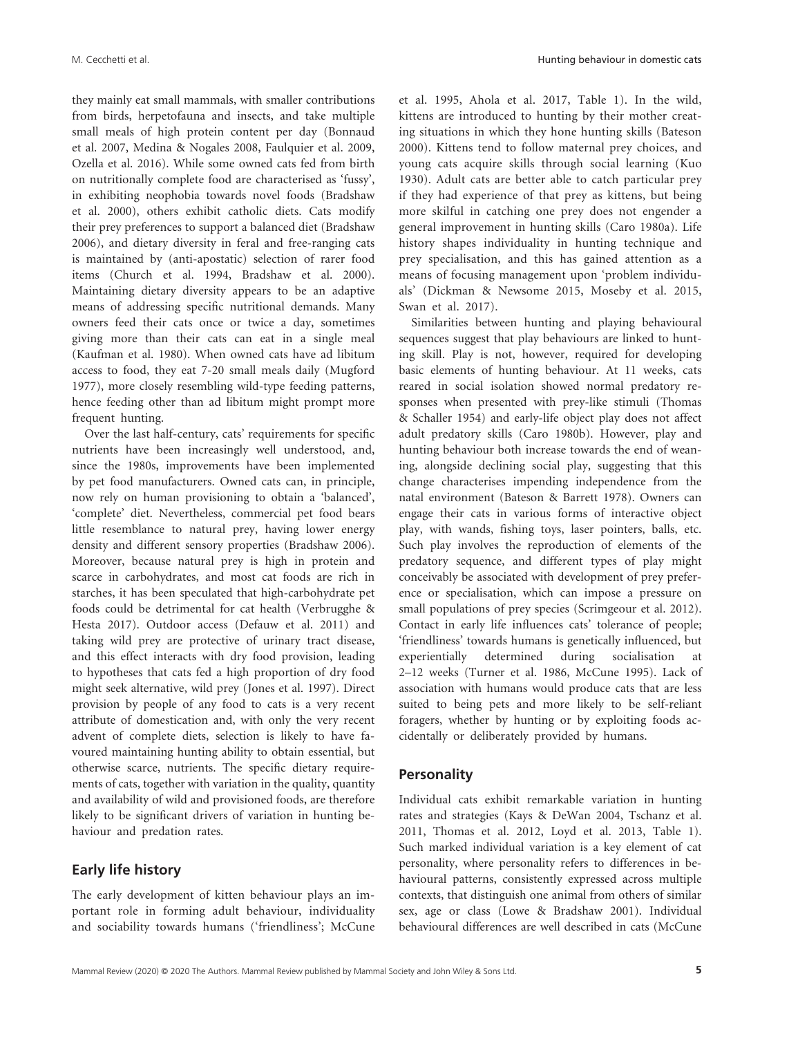they mainly eat small mammals, with smaller contributions from birds, herpetofauna and insects, and take multiple small meals of high protein content per day (Bonnaud et al. 2007, Medina & Nogales 2008, Faulquier et al. 2009, Ozella et al. 2016). While some owned cats fed from birth on nutritionally complete food are characterised as 'fussy', in exhibiting neophobia towards novel foods (Bradshaw et al. 2000), others exhibit catholic diets. Cats modify their prey preferences to support a balanced diet (Bradshaw 2006), and dietary diversity in feral and free-ranging cats is maintained by (anti-apostatic) selection of rarer food items (Church et al. 1994, Bradshaw et al. 2000). Maintaining dietary diversity appears to be an adaptive means of addressing specific nutritional demands. Many owners feed their cats once or twice a day, sometimes giving more than their cats can eat in a single meal (Kaufman et al. 1980). When owned cats have ad libitum access to food, they eat 7-20 small meals daily (Mugford 1977), more closely resembling wild-type feeding patterns, hence feeding other than ad libitum might prompt more frequent hunting.

Over the last half-century, cats' requirements for specific nutrients have been increasingly well understood, and, since the 1980s, improvements have been implemented by pet food manufacturers. Owned cats can, in principle, now rely on human provisioning to obtain a 'balanced', 'complete' diet. Nevertheless, commercial pet food bears little resemblance to natural prey, having lower energy density and different sensory properties (Bradshaw 2006). Moreover, because natural prey is high in protein and scarce in carbohydrates, and most cat foods are rich in starches, it has been speculated that high-carbohydrate pet foods could be detrimental for cat health (Verbrugghe & Hesta 2017). Outdoor access (Defauw et al. 2011) and taking wild prey are protective of urinary tract disease, and this effect interacts with dry food provision, leading to hypotheses that cats fed a high proportion of dry food might seek alternative, wild prey (Jones et al. 1997). Direct provision by people of any food to cats is a very recent attribute of domestication and, with only the very recent advent of complete diets, selection is likely to have favoured maintaining hunting ability to obtain essential, but otherwise scarce, nutrients. The specific dietary requirements of cats, together with variation in the quality, quantity and availability of wild and provisioned foods, are therefore likely to be significant drivers of variation in hunting behaviour and predation rates.

## Early life history

The early development of kitten behaviour plays an important role in forming adult behaviour, individuality and sociability towards humans ('friendliness'; McCune et al. 1995, Ahola et al. 2017, Table 1). In the wild, kittens are introduced to hunting by their mother creating situations in which they hone hunting skills (Bateson 2000). Kittens tend to follow maternal prey choices, and young cats acquire skills through social learning (Kuo 1930). Adult cats are better able to catch particular prey if they had experience of that prey as kittens, but being more skilful in catching one prey does not engender a general improvement in hunting skills (Caro 1980a). Life history shapes individuality in hunting technique and prey specialisation, and this has gained attention as a means of focusing management upon 'problem individuals' (Dickman & Newsome 2015, Moseby et al. 2015, Swan et al. 2017).

Similarities between hunting and playing behavioural sequences suggest that play behaviours are linked to hunting skill. Play is not, however, required for developing basic elements of hunting behaviour. At 11 weeks, cats reared in social isolation showed normal predatory responses when presented with prey-like stimuli (Thomas & Schaller 1954) and early-life object play does not affect adult predatory skills (Caro 1980b). However, play and hunting behaviour both increase towards the end of weaning, alongside declining social play, suggesting that this change characterises impending independence from the natal environment (Bateson & Barrett 1978). Owners can engage their cats in various forms of interactive object play, with wands, fishing toys, laser pointers, balls, etc. Such play involves the reproduction of elements of the predatory sequence, and different types of play might conceivably be associated with development of prey preference or specialisation, which can impose a pressure on small populations of prey species (Scrimgeour et al. 2012). Contact in early life influences cats' tolerance of people; 'friendliness' towards humans is genetically influenced, but experientially determined during socialisation at 2–12 weeks (Turner et al. 1986, McCune 1995). Lack of association with humans would produce cats that are less suited to being pets and more likely to be self-reliant foragers, whether by hunting or by exploiting foods accidentally or deliberately provided by humans.

## Personality

Individual cats exhibit remarkable variation in hunting rates and strategies (Kays & DeWan 2004, Tschanz et al. 2011, Thomas et al. 2012, Loyd et al. 2013, Table 1). Such marked individual variation is a key element of cat personality, where personality refers to differences in behavioural patterns, consistently expressed across multiple contexts, that distinguish one animal from others of similar sex, age or class (Lowe & Bradshaw 2001). Individual behavioural differences are well described in cats (McCune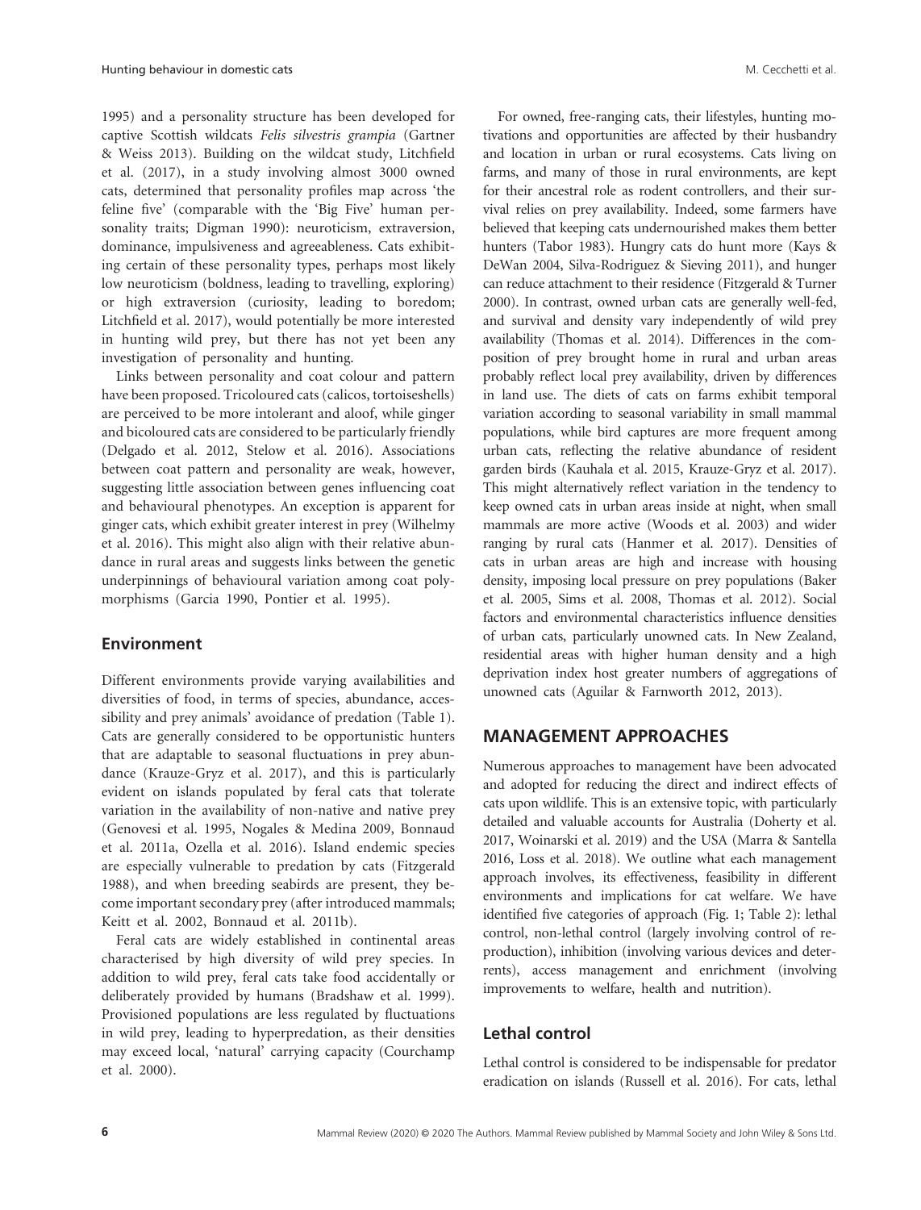1995) and a personality structure has been developed for captive Scottish wildcats *Felis silvestris grampia* (Gartner & Weiss 2013). Building on the wildcat study, Litchfield et al. (2017), in a study involving almost 3000 owned cats, determined that personality profiles map across 'the feline five' (comparable with the 'Big Five' human personality traits; Digman 1990): neuroticism, extraversion, dominance, impulsiveness and agreeableness. Cats exhibiting certain of these personality types, perhaps most likely low neuroticism (boldness, leading to travelling, exploring) or high extraversion (curiosity, leading to boredom; Litchfield et al. 2017), would potentially be more interested in hunting wild prey, but there has not yet been any investigation of personality and hunting.

Links between personality and coat colour and pattern have been proposed. Tricoloured cats (calicos, tortoiseshells) are perceived to be more intolerant and aloof, while ginger and bicoloured cats are considered to be particularly friendly (Delgado et al. 2012, Stelow et al. 2016). Associations between coat pattern and personality are weak, however, suggesting little association between genes influencing coat and behavioural phenotypes. An exception is apparent for ginger cats, which exhibit greater interest in prey (Wilhelmy et al. 2016). This might also align with their relative abundance in rural areas and suggests links between the genetic underpinnings of behavioural variation among coat polymorphisms (Garcia 1990, Pontier et al. 1995).

### Environment

Different environments provide varying availabilities and diversities of food, in terms of species, abundance, accessibility and prey animals' avoidance of predation (Table 1). Cats are generally considered to be opportunistic hunters that are adaptable to seasonal fluctuations in prey abundance (Krauze-Gryz et al. 2017), and this is particularly evident on islands populated by feral cats that tolerate variation in the availability of non-native and native prey (Genovesi et al. 1995, Nogales & Medina 2009, Bonnaud et al. 2011a, Ozella et al. 2016). Island endemic species are especially vulnerable to predation by cats (Fitzgerald 1988), and when breeding seabirds are present, they become important secondary prey (after introduced mammals; Keitt et al. 2002, Bonnaud et al. 2011b).

Feral cats are widely established in continental areas characterised by high diversity of wild prey species. In addition to wild prey, feral cats take food accidentally or deliberately provided by humans (Bradshaw et al. 1999). Provisioned populations are less regulated by fluctuations in wild prey, leading to hyperpredation, as their densities may exceed local, 'natural' carrying capacity (Courchamp et al. 2000).

For owned, free-ranging cats, their lifestyles, hunting motivations and opportunities are affected by their husbandry and location in urban or rural ecosystems. Cats living on farms, and many of those in rural environments, are kept for their ancestral role as rodent controllers, and their survival relies on prey availability. Indeed, some farmers have believed that keeping cats undernourished makes them better hunters (Tabor 1983). Hungry cats do hunt more (Kays & DeWan 2004, Silva-Rodriguez & Sieving 2011), and hunger can reduce attachment to their residence (Fitzgerald & Turner 2000). In contrast, owned urban cats are generally well-fed, and survival and density vary independently of wild prey availability (Thomas et al. 2014). Differences in the composition of prey brought home in rural and urban areas probably reflect local prey availability, driven by differences in land use. The diets of cats on farms exhibit temporal variation according to seasonal variability in small mammal populations, while bird captures are more frequent among urban cats, reflecting the relative abundance of resident garden birds (Kauhala et al. 2015, Krauze-Gryz et al. 2017). This might alternatively reflect variation in the tendency to keep owned cats in urban areas inside at night, when small mammals are more active (Woods et al. 2003) and wider ranging by rural cats (Hanmer et al. 2017). Densities of cats in urban areas are high and increase with housing density, imposing local pressure on prey populations (Baker et al. 2005, Sims et al. 2008, Thomas et al. 2012). Social factors and environmental characteristics influence densities of urban cats, particularly unowned cats. In New Zealand, residential areas with higher human density and a high deprivation index host greater numbers of aggregations of unowned cats (Aguilar & Farnworth 2012, 2013).

## MANAGEMENT APPROACHES

Numerous approaches to management have been advocated and adopted for reducing the direct and indirect effects of cats upon wildlife. This is an extensive topic, with particularly detailed and valuable accounts for Australia (Doherty et al. 2017, Woinarski et al. 2019) and the USA (Marra & Santella 2016, Loss et al. 2018). We outline what each management approach involves, its effectiveness, feasibility in different environments and implications for cat welfare. We have identified five categories of approach (Fig. 1; Table 2): lethal control, non-lethal control (largely involving control of reproduction), inhibition (involving various devices and deterrents), access management and enrichment (involving improvements to welfare, health and nutrition).

### Lethal control

Lethal control is considered to be indispensable for predator eradication on islands (Russell et al. 2016). For cats, lethal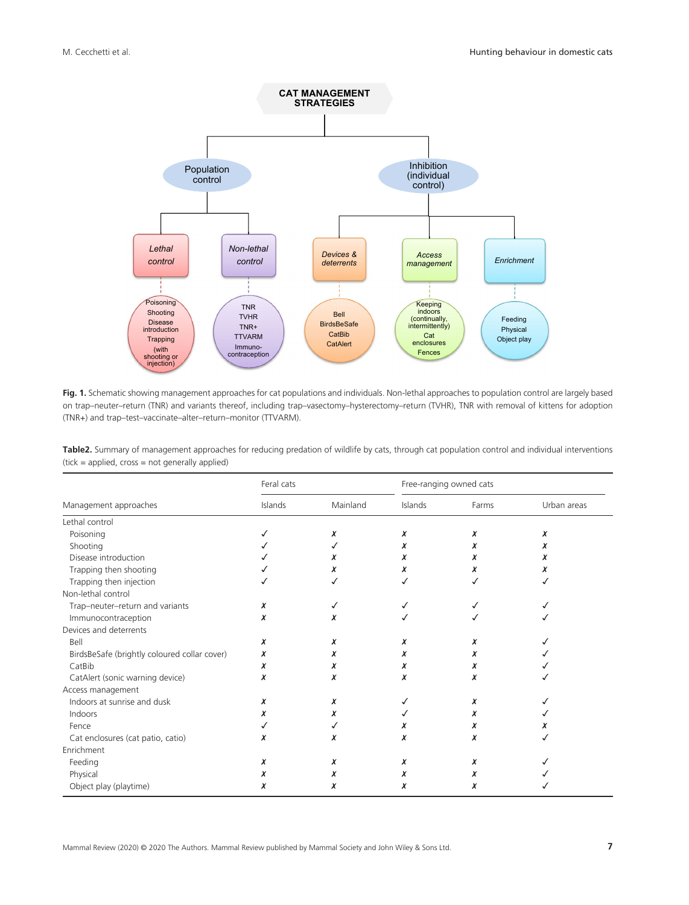**CAT MANAGEMENT STRATEGIES**

- Population control
  - *Lethal control*: Poisoning; Shooting; Disease introduction; Trapping (with shooting or injection)
  - *Non-lethal control*: TNR; TVHR; TNR+; TTVARM; Immuno-contraception
- Inhibition (individual control)
  - *Devices & deterrents*: Bell; BirdsBeSafe; CatBib; CatAlert
  - *Access management*: Keeping indoors (continually, intermittently); Cat enclosures; Fences
  - *Enrichment*: Feeding; Physical; Object play

**Fig. 1.** Schematic showing management approaches for cat populations and individuals. Non-lethal approaches to population control are largely based on trap–neuter–return (TNR) and variants thereof, including trap–vasectomy–hysterectomy–return (TVHR), TNR with removal of kittens for adoption (TNR+) and trap–test–vaccinate–alter–return–monitor (TTVARM).

**Table2.** Summary of management approaches for reducing predation of wildlife by cats, through cat population control and individual interventions (tick = applied, cross = not generally applied)

| | Feral cats | | Free-ranging owned cats | | |
|---|---|---|---|---|---|
| Management approaches | Islands | Mainland | Islands | Farms | Urban areas |
| Lethal control | | | | | |
| Poisoning | ✓ | ✗ | ✗ | ✗ | ✗ |
| Shooting | ✓ | ✓ | ✗ | ✗ | ✗ |
| Disease introduction | ✓ | ✗ | ✗ | ✗ | ✗ |
| Trapping then shooting | ✓ | ✗ | ✗ | ✗ | ✗ |
| Trapping then injection | ✓ | ✓ | ✓ | ✓ | ✓ |
| Non-lethal control | | | | | |
| Trap–neuter–return and variants | ✗ | ✓ | ✓ | ✓ | ✓ |
| Immunocontraception | ✗ | ✗ | ✓ | ✓ | ✓ |
| Devices and deterrents | | | | | |
| Bell | ✗ | ✗ | ✗ | ✗ | ✓ |
| BirdsBeSafe (brightly coloured collar cover) | ✗ | ✗ | ✗ | ✗ | ✓ |
| CatBib | ✗ | ✗ | ✗ | ✗ | ✓ |
| CatAlert (sonic warning device) | ✗ | ✗ | ✗ | ✗ | ✓ |
| Access management | | | | | |
| Indoors at sunrise and dusk | ✗ | ✗ | ✓ | ✗ | ✓ |
| Indoors | ✗ | ✗ | ✓ | ✗ | ✓ |
| Fence | ✓ | ✓ | ✗ | ✗ | ✗ |
| Cat enclosures (cat patio, catio) | ✗ | ✗ | ✗ | ✗ | ✓ |
| Enrichment | | | | | |
| Feeding | ✗ | ✗ | ✗ | ✗ | ✓ |
| Physical | ✗ | ✗ | ✗ | ✗ | ✓ |
| Object play (playtime) | ✗ | ✗ | ✗ | ✗ | ✓ |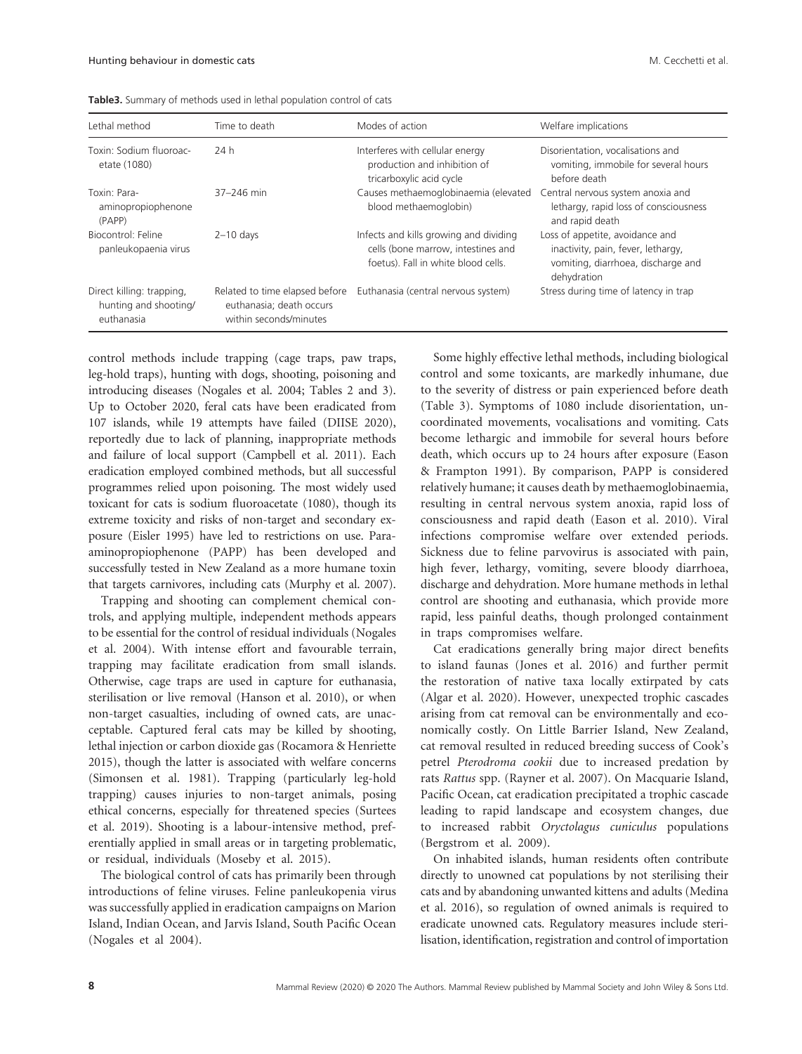**Table3.** Summary of methods used in lethal population control of cats

| Lethal method | Time to death | Modes of action | Welfare implications |
|---|---|---|---|
| Toxin: Sodium fluoroacetate (1080) | 24 h | Interferes with cellular energy production and inhibition of tricarboxylic acid cycle | Disorientation, vocalisations and vomiting, immobile for several hours before death |
| Toxin: Para-aminopropiophenone (PAPP) | 37–246 min | Causes methaemoglobinaemia (elevated blood methaemoglobin) | Central nervous system anoxia and lethargy, rapid loss of consciousness and rapid death |
| Biocontrol: Feline panleukopaenia virus | 2–10 days | Infects and kills growing and dividing cells (bone marrow, intestines and foetus). Fall in white blood cells. | Loss of appetite, avoidance and inactivity, pain, fever, lethargy, vomiting, diarrhoea, discharge and dehydration |
| Direct killing: trapping, hunting and shooting/ euthanasia | Related to time elapsed before euthanasia; death occurs within seconds/minutes | Euthanasia (central nervous system) | Stress during time of latency in trap |

control methods include trapping (cage traps, paw traps, leg-hold traps), hunting with dogs, shooting, poisoning and introducing diseases (Nogales et al. 2004; Tables 2 and 3). Up to October 2020, feral cats have been eradicated from 107 islands, while 19 attempts have failed (DIISE 2020), reportedly due to lack of planning, inappropriate methods and failure of local support (Campbell et al. 2011). Each eradication employed combined methods, but all successful programmes relied upon poisoning. The most widely used toxicant for cats is sodium fluoroacetate (1080), though its extreme toxicity and risks of non-target and secondary exposure (Eisler 1995) have led to restrictions on use. Para-aminopropiophenone (PAPP) has been developed and successfully tested in New Zealand as a more humane toxin that targets carnivores, including cats (Murphy et al. 2007).

Trapping and shooting can complement chemical controls, and applying multiple, independent methods appears to be essential for the control of residual individuals (Nogales et al. 2004). With intense effort and favourable terrain, trapping may facilitate eradication from small islands. Otherwise, cage traps are used in capture for euthanasia, sterilisation or live removal (Hanson et al. 2010), or when non-target casualties, including of owned cats, are unacceptable. Captured feral cats may be killed by shooting, lethal injection or carbon dioxide gas (Rocamora & Henriette 2015), though the latter is associated with welfare concerns (Simonsen et al. 1981). Trapping (particularly leg-hold trapping) causes injuries to non-target animals, posing ethical concerns, especially for threatened species (Surtees et al. 2019). Shooting is a labour-intensive method, preferentially applied in small areas or in targeting problematic, or residual, individuals (Moseby et al. 2015).

The biological control of cats has primarily been through introductions of feline viruses. Feline panleukopenia virus was successfully applied in eradication campaigns on Marion Island, Indian Ocean, and Jarvis Island, South Pacific Ocean (Nogales et al 2004).

Some highly effective lethal methods, including biological control and some toxicants, are markedly inhumane, due to the severity of distress or pain experienced before death (Table 3). Symptoms of 1080 include disorientation, uncoordinated movements, vocalisations and vomiting. Cats become lethargic and immobile for several hours before death, which occurs up to 24 hours after exposure (Eason & Frampton 1991). By comparison, PAPP is considered relatively humane; it causes death by methaemoglobinaemia, resulting in central nervous system anoxia, rapid loss of consciousness and rapid death (Eason et al. 2010). Viral infections compromise welfare over extended periods. Sickness due to feline parvovirus is associated with pain, high fever, lethargy, vomiting, severe bloody diarrhoea, discharge and dehydration. More humane methods in lethal control are shooting and euthanasia, which provide more rapid, less painful deaths, though prolonged containment in traps compromises welfare.

Cat eradications generally bring major direct benefits to island faunas (Jones et al. 2016) and further permit the restoration of native taxa locally extirpated by cats (Algar et al. 2020). However, unexpected trophic cascades arising from cat removal can be environmentally and economically costly. On Little Barrier Island, New Zealand, cat removal resulted in reduced breeding success of Cook's petrel *Pterodroma cookii* due to increased predation by rats *Rattus* spp. (Rayner et al. 2007). On Macquarie Island, Pacific Ocean, cat eradication precipitated a trophic cascade leading to rapid landscape and ecosystem changes, due to increased rabbit *Oryctolagus cuniculus* populations (Bergstrom et al. 2009).

On inhabited islands, human residents often contribute directly to unowned cat populations by not sterilising their cats and by abandoning unwanted kittens and adults (Medina et al. 2016), so regulation of owned animals is required to eradicate unowned cats. Regulatory measures include sterilisation, identification, registration and control of importation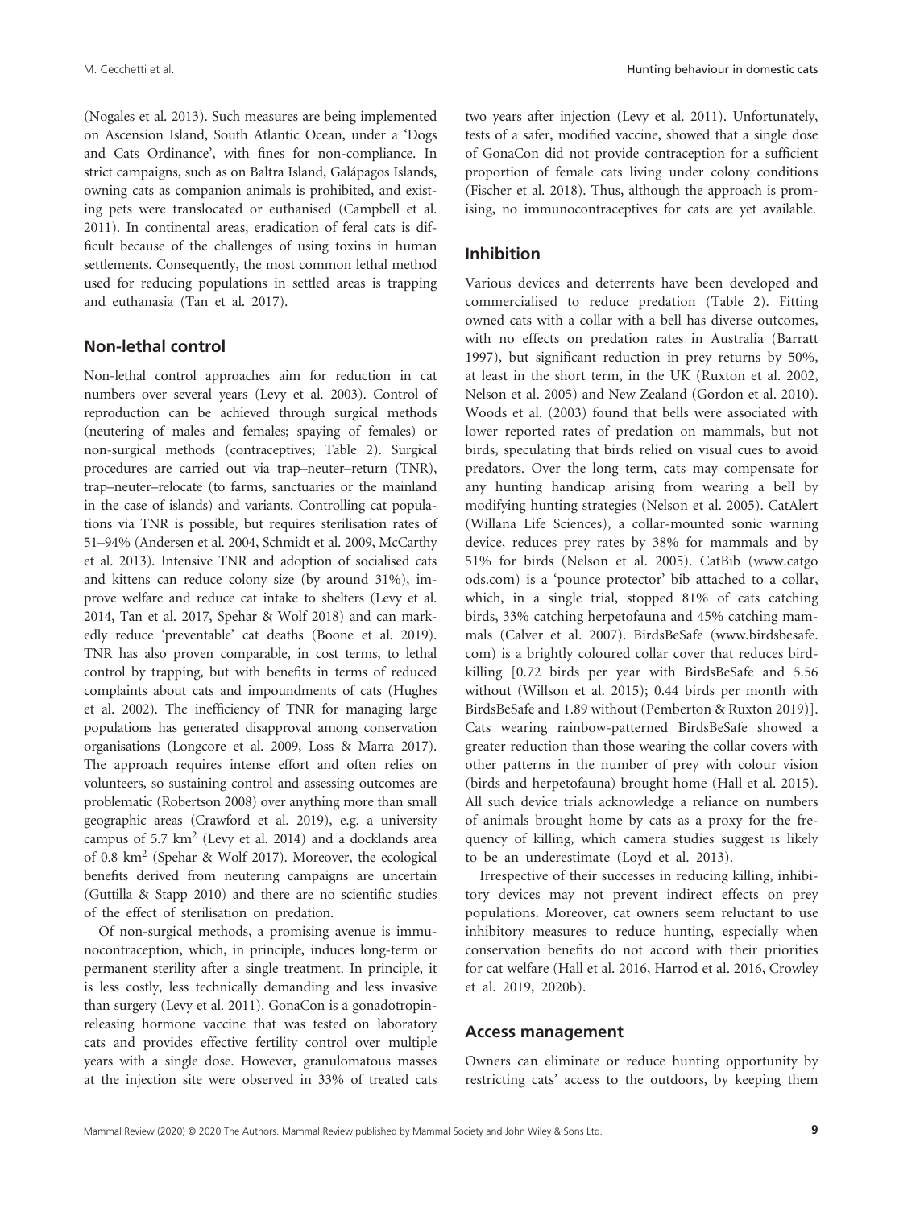(Nogales et al. 2013). Such measures are being implemented on Ascension Island, South Atlantic Ocean, under a 'Dogs and Cats Ordinance', with fines for non-compliance. In strict campaigns, such as on Baltra Island, Galápagos Islands, owning cats as companion animals is prohibited, and existing pets were translocated or euthanised (Campbell et al. 2011). In continental areas, eradication of feral cats is difficult because of the challenges of using toxins in human settlements. Consequently, the most common lethal method used for reducing populations in settled areas is trapping and euthanasia (Tan et al. 2017).

## Non-lethal control

Non-lethal control approaches aim for reduction in cat numbers over several years (Levy et al. 2003). Control of reproduction can be achieved through surgical methods (neutering of males and females; spaying of females) or non-surgical methods (contraceptives; Table 2). Surgical procedures are carried out via trap–neuter–return (TNR), trap–neuter–relocate (to farms, sanctuaries or the mainland in the case of islands) and variants. Controlling cat populations via TNR is possible, but requires sterilisation rates of 51–94% (Andersen et al. 2004, Schmidt et al. 2009, McCarthy et al. 2013). Intensive TNR and adoption of socialised cats and kittens can reduce colony size (by around 31%), improve welfare and reduce cat intake to shelters (Levy et al. 2014, Tan et al. 2017, Spehar & Wolf 2018) and can markedly reduce 'preventable' cat deaths (Boone et al. 2019). TNR has also proven comparable, in cost terms, to lethal control by trapping, but with benefits in terms of reduced complaints about cats and impoundments of cats (Hughes et al. 2002). The inefficiency of TNR for managing large populations has generated disapproval among conservation organisations (Longcore et al. 2009, Loss & Marra 2017). The approach requires intense effort and often relies on volunteers, so sustaining control and assessing outcomes are problematic (Robertson 2008) over anything more than small geographic areas (Crawford et al. 2019), e.g. a university campus of 5.7 km$^2$ (Levy et al. 2014) and a docklands area of 0.8 km$^2$ (Spehar & Wolf 2017). Moreover, the ecological benefits derived from neutering campaigns are uncertain (Guttilla & Stapp 2010) and there are no scientific studies of the effect of sterilisation on predation.

Of non-surgical methods, a promising avenue is immunocontraception, which, in principle, induces long-term or permanent sterility after a single treatment. In principle, it is less costly, less technically demanding and less invasive than surgery (Levy et al. 2011). GonaCon is a gonadotropin-releasing hormone vaccine that was tested on laboratory cats and provides effective fertility control over multiple years with a single dose. However, granulomatous masses at the injection site were observed in 33% of treated cats two years after injection (Levy et al. 2011). Unfortunately, tests of a safer, modified vaccine, showed that a single dose of GonaCon did not provide contraception for a sufficient proportion of female cats living under colony conditions (Fischer et al. 2018). Thus, although the approach is promising, no immunocontraceptives for cats are yet available.

## Inhibition

Various devices and deterrents have been developed and commercialised to reduce predation (Table 2). Fitting owned cats with a collar with a bell has diverse outcomes, with no effects on predation rates in Australia (Barratt 1997), but significant reduction in prey returns by 50%, at least in the short term, in the UK (Ruxton et al. 2002, Nelson et al. 2005) and New Zealand (Gordon et al. 2010). Woods et al. (2003) found that bells were associated with lower reported rates of predation on mammals, but not birds, speculating that birds relied on visual cues to avoid predators. Over the long term, cats may compensate for any hunting handicap arising from wearing a bell by modifying hunting strategies (Nelson et al. 2005). CatAlert (Willana Life Sciences), a collar-mounted sonic warning device, reduces prey rates by 38% for mammals and by 51% for birds (Nelson et al. 2005). CatBib (www.catgoods.com) is a 'pounce protector' bib attached to a collar, which, in a single trial, stopped 81% of cats catching birds, 33% catching herpetofauna and 45% catching mammals (Calver et al. 2007). BirdsBeSafe (www.birdsbesafe.com) is a brightly coloured collar cover that reduces bird-killing [0.72 birds per year with BirdsBeSafe and 5.56 without (Willson et al. 2015); 0.44 birds per month with BirdsBeSafe and 1.89 without (Pemberton & Ruxton 2019)]. Cats wearing rainbow-patterned BirdsBeSafe showed a greater reduction than those wearing the collar covers with other patterns in the number of prey with colour vision (birds and herpetofauna) brought home (Hall et al. 2015). All such device trials acknowledge a reliance on numbers of animals brought home by cats as a proxy for the frequency of killing, which camera studies suggest is likely to be an underestimate (Loyd et al. 2013).

Irrespective of their successes in reducing killing, inhibitory devices may not prevent indirect effects on prey populations. Moreover, cat owners seem reluctant to use inhibitory measures to reduce hunting, especially when conservation benefits do not accord with their priorities for cat welfare (Hall et al. 2016, Harrod et al. 2016, Crowley et al. 2019, 2020b).

## Access management

Owners can eliminate or reduce hunting opportunity by restricting cats' access to the outdoors, by keeping them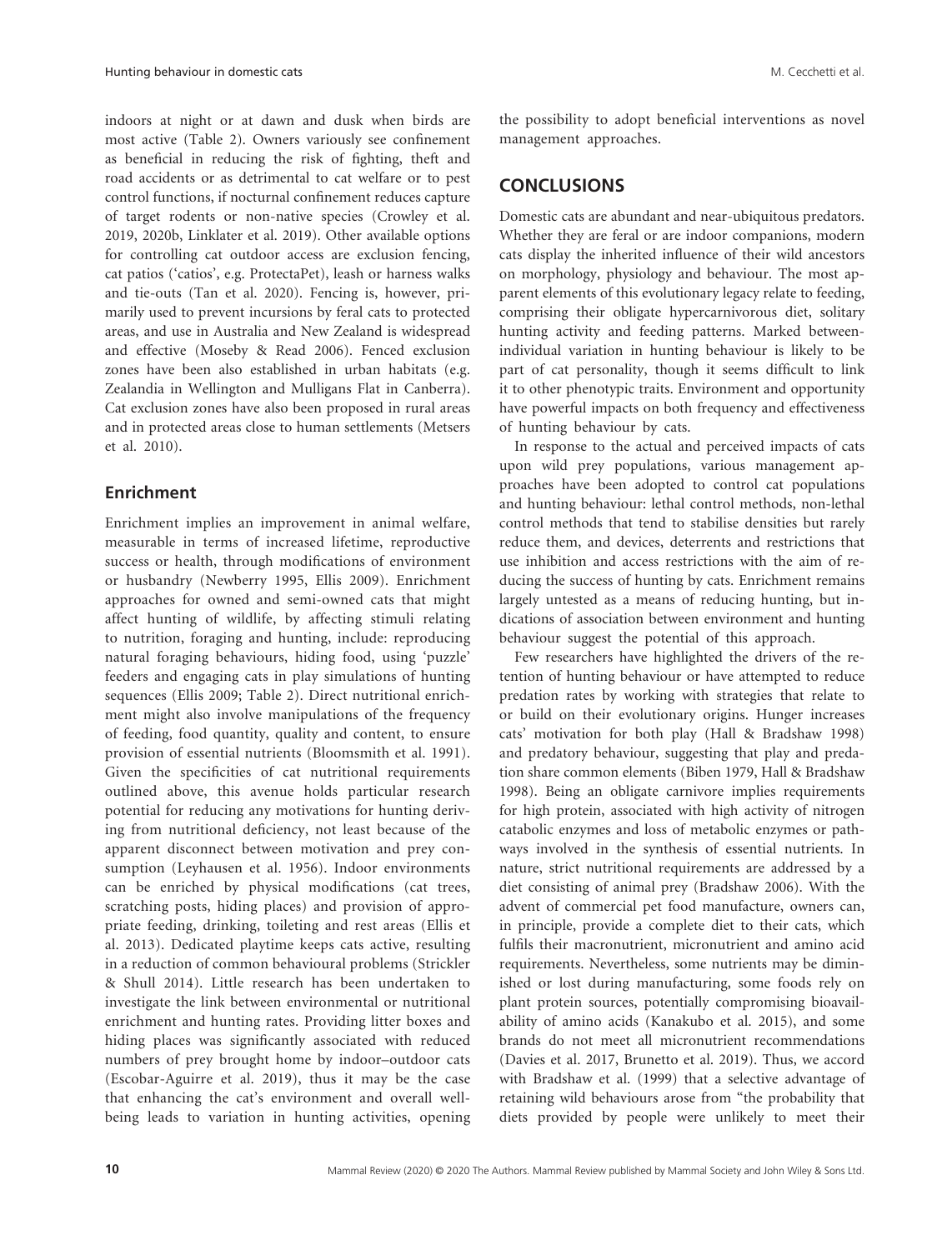indoors at night or at dawn and dusk when birds are most active (Table 2). Owners variously see confinement as beneficial in reducing the risk of fighting, theft and road accidents or as detrimental to cat welfare or to pest control functions, if nocturnal confinement reduces capture of target rodents or non-native species (Crowley et al. 2019, 2020b, Linklater et al. 2019). Other available options for controlling cat outdoor access are exclusion fencing, cat patios ('catios', e.g. ProtectaPet), leash or harness walks and tie-outs (Tan et al. 2020). Fencing is, however, primarily used to prevent incursions by feral cats to protected areas, and use in Australia and New Zealand is widespread and effective (Moseby & Read 2006). Fenced exclusion zones have been also established in urban habitats (e.g. Zealandia in Wellington and Mulligans Flat in Canberra). Cat exclusion zones have also been proposed in rural areas and in protected areas close to human settlements (Metsers et al. 2010).

### Enrichment

Enrichment implies an improvement in animal welfare, measurable in terms of increased lifetime, reproductive success or health, through modifications of environment or husbandry (Newberry 1995, Ellis 2009). Enrichment approaches for owned and semi-owned cats that might affect hunting of wildlife, by affecting stimuli relating to nutrition, foraging and hunting, include: reproducing natural foraging behaviours, hiding food, using 'puzzle' feeders and engaging cats in play simulations of hunting sequences (Ellis 2009; Table 2). Direct nutritional enrichment might also involve manipulations of the frequency of feeding, food quantity, quality and content, to ensure provision of essential nutrients (Bloomsmith et al. 1991). Given the specificities of cat nutritional requirements outlined above, this avenue holds particular research potential for reducing any motivations for hunting deriving from nutritional deficiency, not least because of the apparent disconnect between motivation and prey consumption (Leyhausen et al. 1956). Indoor environments can be enriched by physical modifications (cat trees, scratching posts, hiding places) and provision of appropriate feeding, drinking, toileting and rest areas (Ellis et al. 2013). Dedicated playtime keeps cats active, resulting in a reduction of common behavioural problems (Strickler & Shull 2014). Little research has been undertaken to investigate the link between environmental or nutritional enrichment and hunting rates. Providing litter boxes and hiding places was significantly associated with reduced numbers of prey brought home by indoor–outdoor cats (Escobar-Aguirre et al. 2019), thus it may be the case that enhancing the cat's environment and overall well-being leads to variation in hunting activities, opening the possibility to adopt beneficial interventions as novel management approaches.

## CONCLUSIONS

Domestic cats are abundant and near-ubiquitous predators. Whether they are feral or are indoor companions, modern cats display the inherited influence of their wild ancestors on morphology, physiology and behaviour. The most apparent elements of this evolutionary legacy relate to feeding, comprising their obligate hypercarnivorous diet, solitary hunting activity and feeding patterns. Marked between-individual variation in hunting behaviour is likely to be part of cat personality, though it seems difficult to link it to other phenotypic traits. Environment and opportunity have powerful impacts on both frequency and effectiveness of hunting behaviour by cats.

In response to the actual and perceived impacts of cats upon wild prey populations, various management approaches have been adopted to control cat populations and hunting behaviour: lethal control methods, non-lethal control methods that tend to stabilise densities but rarely reduce them, and devices, deterrents and restrictions that use inhibition and access restrictions with the aim of reducing the success of hunting by cats. Enrichment remains largely untested as a means of reducing hunting, but indications of association between environment and hunting behaviour suggest the potential of this approach.

Few researchers have highlighted the drivers of the retention of hunting behaviour or have attempted to reduce predation rates by working with strategies that relate to or build on their evolutionary origins. Hunger increases cats' motivation for both play (Hall & Bradshaw 1998) and predatory behaviour, suggesting that play and predation share common elements (Biben 1979, Hall & Bradshaw 1998). Being an obligate carnivore implies requirements for high protein, associated with high activity of nitrogen catabolic enzymes and loss of metabolic enzymes or pathways involved in the synthesis of essential nutrients. In nature, strict nutritional requirements are addressed by a diet consisting of animal prey (Bradshaw 2006). With the advent of commercial pet food manufacture, owners can, in principle, provide a complete diet to their cats, which fulfils their macronutrient, micronutrient and amino acid requirements. Nevertheless, some nutrients may be diminished or lost during manufacturing, some foods rely on plant protein sources, potentially compromising bioavailability of amino acids (Kanakubo et al. 2015), and some brands do not meet all micronutrient recommendations (Davies et al. 2017, Brunetto et al. 2019). Thus, we accord with Bradshaw et al. (1999) that a selective advantage of retaining wild behaviours arose from "the probability that diets provided by people were unlikely to meet their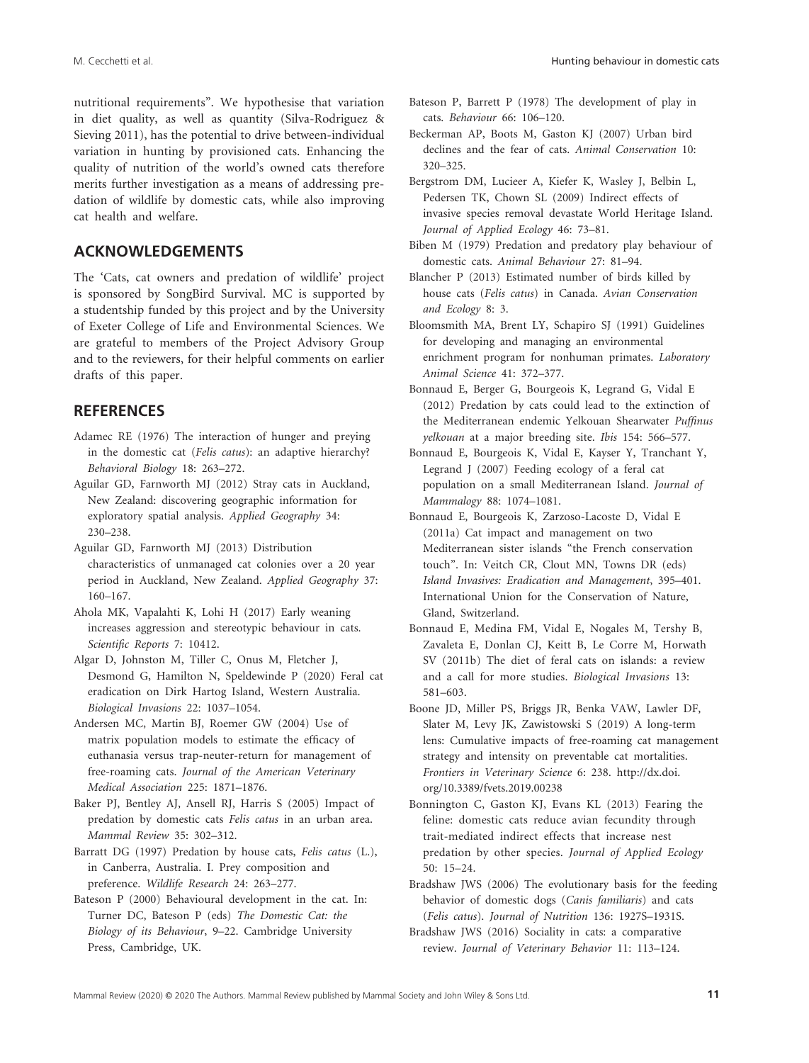nutritional requirements". We hypothesise that variation in diet quality, as well as quantity (Silva-Rodriguez & Sieving 2011), has the potential to drive between-individual variation in hunting by provisioned cats. Enhancing the quality of nutrition of the world's owned cats therefore merits further investigation as a means of addressing predation of wildlife by domestic cats, while also improving cat health and welfare.

## ACKNOWLEDGEMENTS

The 'Cats, cat owners and predation of wildlife' project is sponsored by SongBird Survival. MC is supported by a studentship funded by this project and by the University of Exeter College of Life and Environmental Sciences. We are grateful to members of the Project Advisory Group and to the reviewers, for their helpful comments on earlier drafts of this paper.

## REFERENCES

Adamec RE (1976) The interaction of hunger and preying in the domestic cat (*Felis catus*): an adaptive hierarchy? *Behavioral Biology* 18: 263–272.

Aguilar GD, Farnworth MJ (2012) Stray cats in Auckland, New Zealand: discovering geographic information for exploratory spatial analysis. *Applied Geography* 34: 230–238.

Aguilar GD, Farnworth MJ (2013) Distribution characteristics of unmanaged cat colonies over a 20 year period in Auckland, New Zealand. *Applied Geography* 37: 160–167.

Ahola MK, Vapalahti K, Lohi H (2017) Early weaning increases aggression and stereotypic behaviour in cats. *Scientific Reports* 7: 10412.

Algar D, Johnston M, Tiller C, Onus M, Fletcher J, Desmond G, Hamilton N, Speldewinde P (2020) Feral cat eradication on Dirk Hartog Island, Western Australia. *Biological Invasions* 22: 1037–1054.

Andersen MC, Martin BJ, Roemer GW (2004) Use of matrix population models to estimate the efficacy of euthanasia versus trap-neuter-return for management of free-roaming cats. *Journal of the American Veterinary Medical Association* 225: 1871–1876.

Baker PJ, Bentley AJ, Ansell RJ, Harris S (2005) Impact of predation by domestic cats *Felis catus* in an urban area. *Mammal Review* 35: 302–312.

Barratt DG (1997) Predation by house cats, *Felis catus* (L.), in Canberra, Australia. I. Prey composition and preference. *Wildlife Research* 24: 263–277.

Bateson P (2000) Behavioural development in the cat. In: Turner DC, Bateson P (eds) *The Domestic Cat: the Biology of its Behaviour*, 9–22. Cambridge University Press, Cambridge, UK.

Bateson P, Barrett P (1978) The development of play in cats. *Behaviour* 66: 106–120.

Beckerman AP, Boots M, Gaston KJ (2007) Urban bird declines and the fear of cats. *Animal Conservation* 10: 320–325.

Bergstrom DM, Lucieer A, Kiefer K, Wasley J, Belbin L, Pedersen TK, Chown SL (2009) Indirect effects of invasive species removal devastate World Heritage Island. *Journal of Applied Ecology* 46: 73–81.

Biben M (1979) Predation and predatory play behaviour of domestic cats. *Animal Behaviour* 27: 81–94.

Blancher P (2013) Estimated number of birds killed by house cats (*Felis catus*) in Canada. *Avian Conservation and Ecology* 8: 3.

Bloomsmith MA, Brent LY, Schapiro SJ (1991) Guidelines for developing and managing an environmental enrichment program for nonhuman primates. *Laboratory Animal Science* 41: 372–377.

Bonnaud E, Berger G, Bourgeois K, Legrand G, Vidal E (2012) Predation by cats could lead to the extinction of the Mediterranean endemic Yelkouan Shearwater *Puffinus yelkouan* at a major breeding site. *Ibis* 154: 566–577.

Bonnaud E, Bourgeois K, Vidal E, Kayser Y, Tranchant Y, Legrand J (2007) Feeding ecology of a feral cat population on a small Mediterranean Island. *Journal of Mammalogy* 88: 1074–1081.

Bonnaud E, Bourgeois K, Zarzoso-Lacoste D, Vidal E (2011a) Cat impact and management on two Mediterranean sister islands "the French conservation touch". In: Veitch CR, Clout MN, Towns DR (eds) *Island Invasives: Eradication and Management*, 395–401. International Union for the Conservation of Nature, Gland, Switzerland.

Bonnaud E, Medina FM, Vidal E, Nogales M, Tershy B, Zavaleta E, Donlan CJ, Keitt B, Le Corre M, Horwath SV (2011b) The diet of feral cats on islands: a review and a call for more studies. *Biological Invasions* 13: 581–603.

Boone JD, Miller PS, Briggs JR, Benka VAW, Lawler DF, Slater M, Levy JK, Zawistowski S (2019) A long-term lens: Cumulative impacts of free-roaming cat management strategy and intensity on preventable cat mortalities. *Frontiers in Veterinary Science* 6: 238. http://dx.doi.org/10.3389/fvets.2019.00238

Bonnington C, Gaston KJ, Evans KL (2013) Fearing the feline: domestic cats reduce avian fecundity through trait-mediated indirect effects that increase nest predation by other species. *Journal of Applied Ecology* 50: 15–24.

Bradshaw JWS (2006) The evolutionary basis for the feeding behavior of domestic dogs (*Canis familiaris*) and cats (*Felis catus*). *Journal of Nutrition* 136: 1927S–1931S.

Bradshaw JWS (2016) Sociality in cats: a comparative review. *Journal of Veterinary Behavior* 11: 113–124.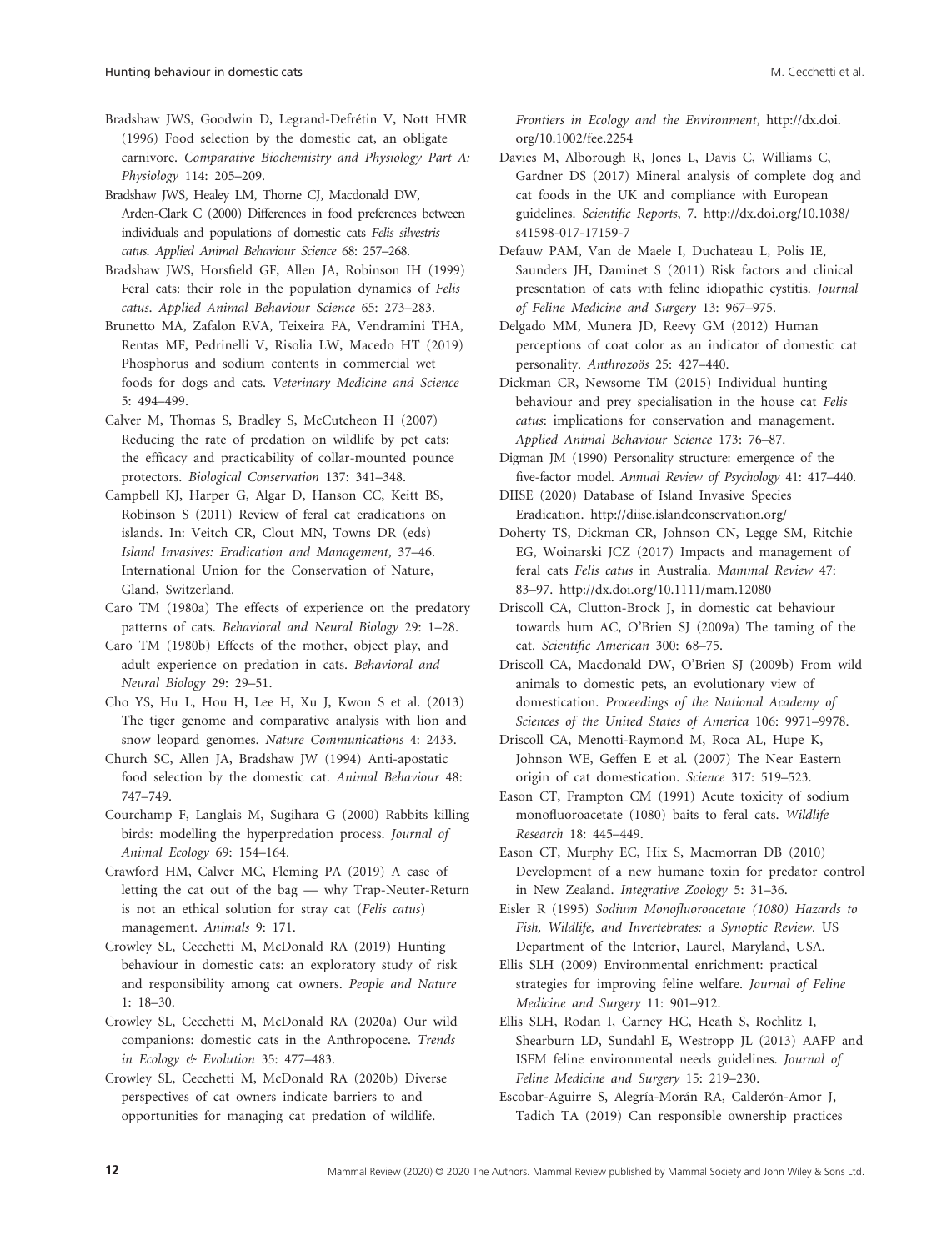Bradshaw JWS, Goodwin D, Legrand-Defrétin V, Nott HMR (1996) Food selection by the domestic cat, an obligate carnivore. *Comparative Biochemistry and Physiology Part A: Physiology* 114: 205–209.

Bradshaw JWS, Healey LM, Thorne CJ, Macdonald DW, Arden-Clark C (2000) Differences in food preferences between individuals and populations of domestic cats *Felis silvestris catus*. *Applied Animal Behaviour Science* 68: 257–268.

Bradshaw JWS, Horsfield GF, Allen JA, Robinson IH (1999) Feral cats: their role in the population dynamics of *Felis catus*. *Applied Animal Behaviour Science* 65: 273–283.

Brunetto MA, Zafalon RVA, Teixeira FA, Vendramini THA, Rentas MF, Pedrinelli V, Risolia LW, Macedo HT (2019) Phosphorus and sodium contents in commercial wet foods for dogs and cats. *Veterinary Medicine and Science* 5: 494–499.

Calver M, Thomas S, Bradley S, McCutcheon H (2007) Reducing the rate of predation on wildlife by pet cats: the efficacy and practicability of collar-mounted pounce protectors. *Biological Conservation* 137: 341–348.

Campbell KJ, Harper G, Algar D, Hanson CC, Keitt BS, Robinson S (2011) Review of feral cat eradications on islands. In: Veitch CR, Clout MN, Towns DR (eds) *Island Invasives: Eradication and Management*, 37–46. International Union for the Conservation of Nature, Gland, Switzerland.

Caro TM (1980a) The effects of experience on the predatory patterns of cats. *Behavioral and Neural Biology* 29: 1–28.

Caro TM (1980b) Effects of the mother, object play, and adult experience on predation in cats. *Behavioral and Neural Biology* 29: 29–51.

Cho YS, Hu L, Hou H, Lee H, Xu J, Kwon S et al. (2013) The tiger genome and comparative analysis with lion and snow leopard genomes. *Nature Communications* 4: 2433.

Church SC, Allen JA, Bradshaw JW (1994) Anti-apostatic food selection by the domestic cat. *Animal Behaviour* 48: 747–749.

Courchamp F, Langlais M, Sugihara G (2000) Rabbits killing birds: modelling the hyperpredation process. *Journal of Animal Ecology* 69: 154–164.

Crawford HM, Calver MC, Fleming PA (2019) A case of letting the cat out of the bag — why Trap-Neuter-Return is not an ethical solution for stray cat (*Felis catus*) management. *Animals* 9: 171.

Crowley SL, Cecchetti M, McDonald RA (2019) Hunting behaviour in domestic cats: an exploratory study of risk and responsibility among cat owners. *People and Nature* 1: 18–30.

Crowley SL, Cecchetti M, McDonald RA (2020a) Our wild companions: domestic cats in the Anthropocene. *Trends in Ecology & Evolution* 35: 477–483.

Crowley SL, Cecchetti M, McDonald RA (2020b) Diverse perspectives of cat owners indicate barriers to and opportunities for managing cat predation of wildlife. *Frontiers in Ecology and the Environment*, http://dx.doi.org/10.1002/fee.2254

Davies M, Alborough R, Jones L, Davis C, Williams C, Gardner DS (2017) Mineral analysis of complete dog and cat foods in the UK and compliance with European guidelines. *Scientific Reports*, 7. http://dx.doi.org/10.1038/s41598-017-17159-7

Defauw PAM, Van de Maele I, Duchateau L, Polis IE, Saunders JH, Daminet S (2011) Risk factors and clinical presentation of cats with feline idiopathic cystitis. *Journal of Feline Medicine and Surgery* 13: 967–975.

Delgado MM, Munera JD, Reevy GM (2012) Human perceptions of coat color as an indicator of domestic cat personality. *Anthrozoös* 25: 427–440.

Dickman CR, Newsome TM (2015) Individual hunting behaviour and prey specialisation in the house cat *Felis catus*: implications for conservation and management. *Applied Animal Behaviour Science* 173: 76–87.

Digman JM (1990) Personality structure: emergence of the five-factor model. *Annual Review of Psychology* 41: 417–440.

DIISE (2020) Database of Island Invasive Species Eradication. http://diise.islandconservation.org/

Doherty TS, Dickman CR, Johnson CN, Legge SM, Ritchie EG, Woinarski JCZ (2017) Impacts and management of feral cats *Felis catus* in Australia. *Mammal Review* 47: 83–97. http://dx.doi.org/10.1111/mam.12080

Driscoll CA, Clutton-Brock J, in domestic cat behaviour towards hum AC, O'Brien SJ (2009a) The taming of the cat. *Scientific American* 300: 68–75.

Driscoll CA, Macdonald DW, O'Brien SJ (2009b) From wild animals to domestic pets, an evolutionary view of domestication. *Proceedings of the National Academy of Sciences of the United States of America* 106: 9971–9978.

Driscoll CA, Menotti-Raymond M, Roca AL, Hupe K, Johnson WE, Geffen E et al. (2007) The Near Eastern origin of cat domestication. *Science* 317: 519–523.

Eason CT, Frampton CM (1991) Acute toxicity of sodium monofluoroacetate (1080) baits to feral cats. *Wildlife Research* 18: 445–449.

Eason CT, Murphy EC, Hix S, Macmorran DB (2010) Development of a new humane toxin for predator control in New Zealand. *Integrative Zoology* 5: 31–36.

Eisler R (1995) *Sodium Monofluoroacetate (1080) Hazards to Fish, Wildlife, and Invertebrates: a Synoptic Review*. US Department of the Interior, Laurel, Maryland, USA.

Ellis SLH (2009) Environmental enrichment: practical strategies for improving feline welfare. *Journal of Feline Medicine and Surgery* 11: 901–912.

Ellis SLH, Rodan I, Carney HC, Heath S, Rochlitz I, Shearburn LD, Sundahl E, Westropp JL (2013) AAFP and ISFM feline environmental needs guidelines. *Journal of Feline Medicine and Surgery* 15: 219–230.

Escobar-Aguirre S, Alegría-Morán RA, Calderón-Amor J, Tadich TA (2019) Can responsible ownership practices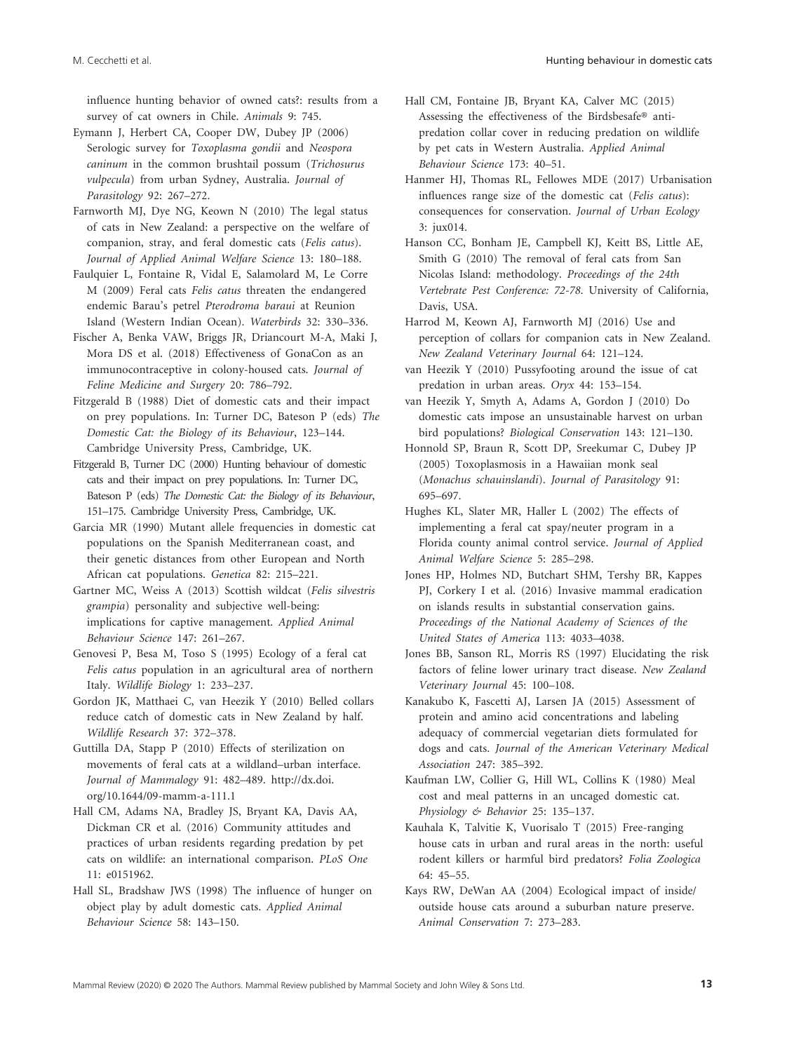influence hunting behavior of owned cats?: results from a survey of cat owners in Chile. *Animals* 9: 745.

Eymann J, Herbert CA, Cooper DW, Dubey JP (2006) Serologic survey for *Toxoplasma gondii* and *Neospora caninum* in the common brushtail possum (*Trichosurus vulpecula*) from urban Sydney, Australia. *Journal of Parasitology* 92: 267–272.

Farnworth MJ, Dye NG, Keown N (2010) The legal status of cats in New Zealand: a perspective on the welfare of companion, stray, and feral domestic cats (*Felis catus*). *Journal of Applied Animal Welfare Science* 13: 180–188.

Faulquier L, Fontaine R, Vidal E, Salamolard M, Le Corre M (2009) Feral cats *Felis catus* threaten the endangered endemic Barau's petrel *Pterodroma baraui* at Reunion Island (Western Indian Ocean). *Waterbirds* 32: 330–336.

Fischer A, Benka VAW, Briggs JR, Driancourt M-A, Maki J, Mora DS et al. (2018) Effectiveness of GonaCon as an immunocontraceptive in colony-housed cats. *Journal of Feline Medicine and Surgery* 20: 786–792.

Fitzgerald B (1988) Diet of domestic cats and their impact on prey populations. In: Turner DC, Bateson P (eds) *The Domestic Cat: the Biology of its Behaviour*, 123–144. Cambridge University Press, Cambridge, UK.

Fitzgerald B, Turner DC (2000) Hunting behaviour of domestic cats and their impact on prey populations. In: Turner DC, Bateson P (eds) *The Domestic Cat: the Biology of its Behaviour*, 151–175. Cambridge University Press, Cambridge, UK.

Garcia MR (1990) Mutant allele frequencies in domestic cat populations on the Spanish Mediterranean coast, and their genetic distances from other European and North African cat populations. *Genetica* 82: 215–221.

Gartner MC, Weiss A (2013) Scottish wildcat (*Felis silvestris grampia*) personality and subjective well-being: implications for captive management. *Applied Animal Behaviour Science* 147: 261–267.

Genovesi P, Besa M, Toso S (1995) Ecology of a feral cat *Felis catus* population in an agricultural area of northern Italy. *Wildlife Biology* 1: 233–237.

Gordon JK, Matthaei C, van Heezik Y (2010) Belled collars reduce catch of domestic cats in New Zealand by half. *Wildlife Research* 37: 372–378.

Guttilla DA, Stapp P (2010) Effects of sterilization on movements of feral cats at a wildland–urban interface. *Journal of Mammalogy* 91: 482–489. http://dx.doi.org/10.1644/09-mamm-a-111.1

Hall CM, Adams NA, Bradley JS, Bryant KA, Davis AA, Dickman CR et al. (2016) Community attitudes and practices of urban residents regarding predation by pet cats on wildlife: an international comparison. *PLoS One* 11: e0151962.

Hall SL, Bradshaw JWS (1998) The influence of hunger on object play by adult domestic cats. *Applied Animal Behaviour Science* 58: 143–150.

Hall CM, Fontaine JB, Bryant KA, Calver MC (2015) Assessing the effectiveness of the Birdsbesafe® anti-predation collar cover in reducing predation on wildlife by pet cats in Western Australia. *Applied Animal Behaviour Science* 173: 40–51.

Hanmer HJ, Thomas RL, Fellowes MDE (2017) Urbanisation influences range size of the domestic cat (*Felis catus*): consequences for conservation. *Journal of Urban Ecology* 3: jux014.

Hanson CC, Bonham JE, Campbell KJ, Keitt BS, Little AE, Smith G (2010) The removal of feral cats from San Nicolas Island: methodology. *Proceedings of the 24th Vertebrate Pest Conference: 72-78*. University of California, Davis, USA.

Harrod M, Keown AJ, Farnworth MJ (2016) Use and perception of collars for companion cats in New Zealand. *New Zealand Veterinary Journal* 64: 121–124.

van Heezik Y (2010) Pussyfooting around the issue of cat predation in urban areas. *Oryx* 44: 153–154.

van Heezik Y, Smyth A, Adams A, Gordon J (2010) Do domestic cats impose an unsustainable harvest on urban bird populations? *Biological Conservation* 143: 121–130.

Honnold SP, Braun R, Scott DP, Sreekumar C, Dubey JP (2005) Toxoplasmosis in a Hawaiian monk seal (*Monachus schauinslandi*). *Journal of Parasitology* 91: 695–697.

Hughes KL, Slater MR, Haller L (2002) The effects of implementing a feral cat spay/neuter program in a Florida county animal control service. *Journal of Applied Animal Welfare Science* 5: 285–298.

Jones HP, Holmes ND, Butchart SHM, Tershy BR, Kappes PJ, Corkery I et al. (2016) Invasive mammal eradication on islands results in substantial conservation gains. *Proceedings of the National Academy of Sciences of the United States of America* 113: 4033–4038.

Jones BB, Sanson RL, Morris RS (1997) Elucidating the risk factors of feline lower urinary tract disease. *New Zealand Veterinary Journal* 45: 100–108.

Kanakubo K, Fascetti AJ, Larsen JA (2015) Assessment of protein and amino acid concentrations and labeling adequacy of commercial vegetarian diets formulated for dogs and cats. *Journal of the American Veterinary Medical Association* 247: 385–392.

Kaufman LW, Collier G, Hill WL, Collins K (1980) Meal cost and meal patterns in an uncaged domestic cat. *Physiology & Behavior* 25: 135–137.

Kauhala K, Talvitie K, Vuorisalo T (2015) Free-ranging house cats in urban and rural areas in the north: useful rodent killers or harmful bird predators? *Folia Zoologica* 64: 45–55.

Kays RW, DeWan AA (2004) Ecological impact of inside/outside house cats around a suburban nature preserve. *Animal Conservation* 7: 273–283.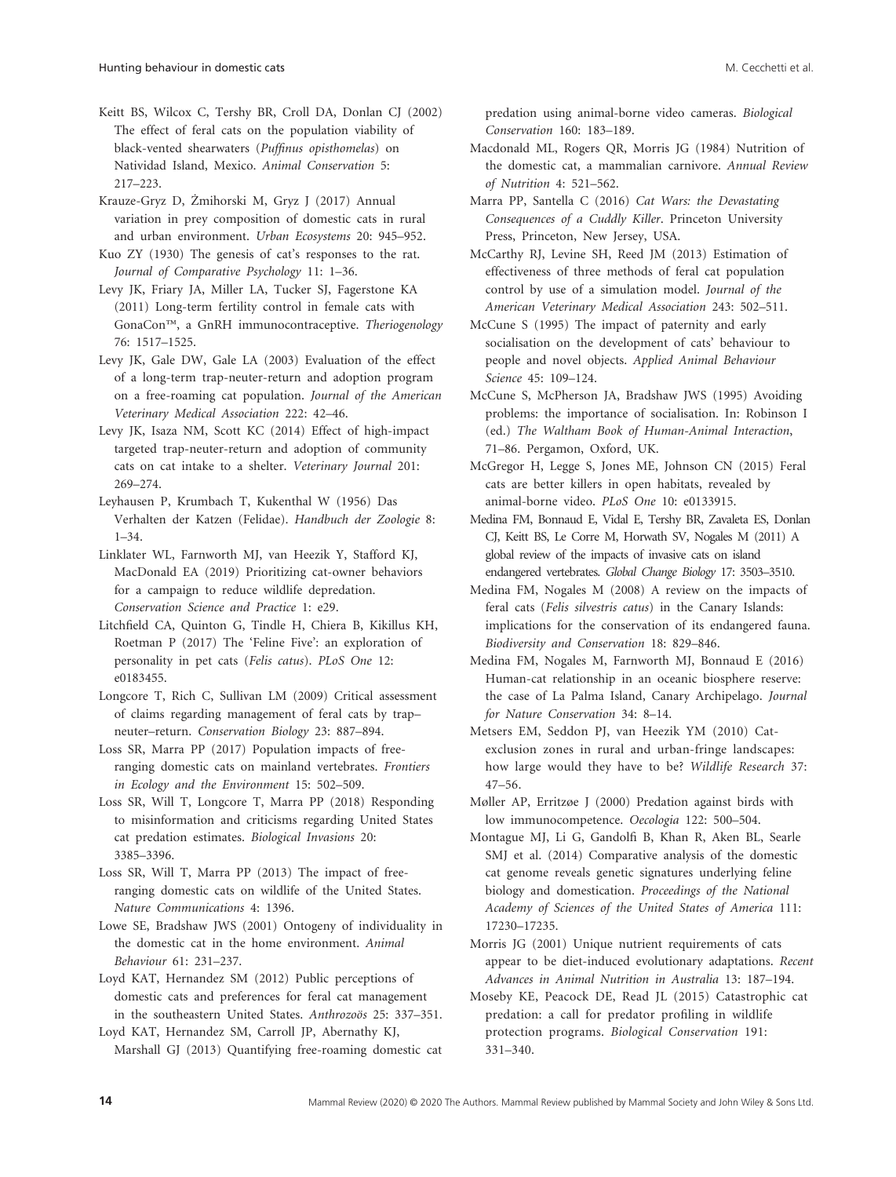Keitt BS, Wilcox C, Tershy BR, Croll DA, Donlan CJ (2002) The effect of feral cats on the population viability of black-vented shearwaters (*Puffinus opisthomelas*) on Natividad Island, Mexico. *Animal Conservation* 5: 217–223.

Krauze-Gryz D, Żmihorski M, Gryz J (2017) Annual variation in prey composition of domestic cats in rural and urban environment. *Urban Ecosystems* 20: 945–952.

Kuo ZY (1930) The genesis of cat's responses to the rat. *Journal of Comparative Psychology* 11: 1–36.

Levy JK, Friary JA, Miller LA, Tucker SJ, Fagerstone KA (2011) Long-term fertility control in female cats with GonaCon™, a GnRH immunocontraceptive. *Theriogenology* 76: 1517–1525.

Levy JK, Gale DW, Gale LA (2003) Evaluation of the effect of a long-term trap-neuter-return and adoption program on a free-roaming cat population. *Journal of the American Veterinary Medical Association* 222: 42–46.

Levy JK, Isaza NM, Scott KC (2014) Effect of high-impact targeted trap-neuter-return and adoption of community cats on cat intake to a shelter. *Veterinary Journal* 201: 269–274.

Leyhausen P, Krumbach T, Kukenthal W (1956) Das Verhalten der Katzen (Felidae). *Handbuch der Zoologie* 8: 1–34.

Linklater WL, Farnworth MJ, van Heezik Y, Stafford KJ, MacDonald EA (2019) Prioritizing cat-owner behaviors for a campaign to reduce wildlife depredation. *Conservation Science and Practice* 1: e29.

Litchfield CA, Quinton G, Tindle H, Chiera B, Kikillus KH, Roetman P (2017) The 'Feline Five': an exploration of personality in pet cats (*Felis catus*). *PLoS One* 12: e0183455.

Longcore T, Rich C, Sullivan LM (2009) Critical assessment of claims regarding management of feral cats by trap–neuter–return. *Conservation Biology* 23: 887–894.

Loss SR, Marra PP (2017) Population impacts of free-ranging domestic cats on mainland vertebrates. *Frontiers in Ecology and the Environment* 15: 502–509.

Loss SR, Will T, Longcore T, Marra PP (2018) Responding to misinformation and criticisms regarding United States cat predation estimates. *Biological Invasions* 20: 3385–3396.

Loss SR, Will T, Marra PP (2013) The impact of free-ranging domestic cats on wildlife of the United States. *Nature Communications* 4: 1396.

Lowe SE, Bradshaw JWS (2001) Ontogeny of individuality in the domestic cat in the home environment. *Animal Behaviour* 61: 231–237.

Loyd KAT, Hernandez SM (2012) Public perceptions of domestic cats and preferences for feral cat management in the southeastern United States. *Anthrozoös* 25: 337–351.

Loyd KAT, Hernandez SM, Carroll JP, Abernathy KJ, Marshall GJ (2013) Quantifying free-roaming domestic cat predation using animal-borne video cameras. *Biological Conservation* 160: 183–189.

Macdonald ML, Rogers QR, Morris JG (1984) Nutrition of the domestic cat, a mammalian carnivore. *Annual Review of Nutrition* 4: 521–562.

Marra PP, Santella C (2016) *Cat Wars: the Devastating Consequences of a Cuddly Killer*. Princeton University Press, Princeton, New Jersey, USA.

McCarthy RJ, Levine SH, Reed JM (2013) Estimation of effectiveness of three methods of feral cat population control by use of a simulation model. *Journal of the American Veterinary Medical Association* 243: 502–511.

McCune S (1995) The impact of paternity and early socialisation on the development of cats' behaviour to people and novel objects. *Applied Animal Behaviour Science* 45: 109–124.

McCune S, McPherson JA, Bradshaw JWS (1995) Avoiding problems: the importance of socialisation. In: Robinson I (ed.) *The Waltham Book of Human-Animal Interaction*, 71–86. Pergamon, Oxford, UK.

McGregor H, Legge S, Jones ME, Johnson CN (2015) Feral cats are better killers in open habitats, revealed by animal-borne video. *PLoS One* 10: e0133915.

Medina FM, Bonnaud E, Vidal E, Tershy BR, Zavaleta ES, Donlan CJ, Keitt BS, Le Corre M, Horwath SV, Nogales M (2011) A global review of the impacts of invasive cats on island endangered vertebrates. *Global Change Biology* 17: 3503–3510.

Medina FM, Nogales M (2008) A review on the impacts of feral cats (*Felis silvestris catus*) in the Canary Islands: implications for the conservation of its endangered fauna. *Biodiversity and Conservation* 18: 829–846.

Medina FM, Nogales M, Farnworth MJ, Bonnaud E (2016) Human-cat relationship in an oceanic biosphere reserve: the case of La Palma Island, Canary Archipelago. *Journal for Nature Conservation* 34: 8–14.

Metsers EM, Seddon PJ, van Heezik YM (2010) Cat-exclusion zones in rural and urban-fringe landscapes: how large would they have to be? *Wildlife Research* 37: 47–56.

Møller AP, Erritzøe J (2000) Predation against birds with low immunocompetence. *Oecologia* 122: 500–504.

Montague MJ, Li G, Gandolfi B, Khan R, Aken BL, Searle SMJ et al. (2014) Comparative analysis of the domestic cat genome reveals genetic signatures underlying feline biology and domestication. *Proceedings of the National Academy of Sciences of the United States of America* 111: 17230–17235.

Morris JG (2001) Unique nutrient requirements of cats appear to be diet-induced evolutionary adaptations. *Recent Advances in Animal Nutrition in Australia* 13: 187–194.

Moseby KE, Peacock DE, Read JL (2015) Catastrophic cat predation: a call for predator profiling in wildlife protection programs. *Biological Conservation* 191: 331–340.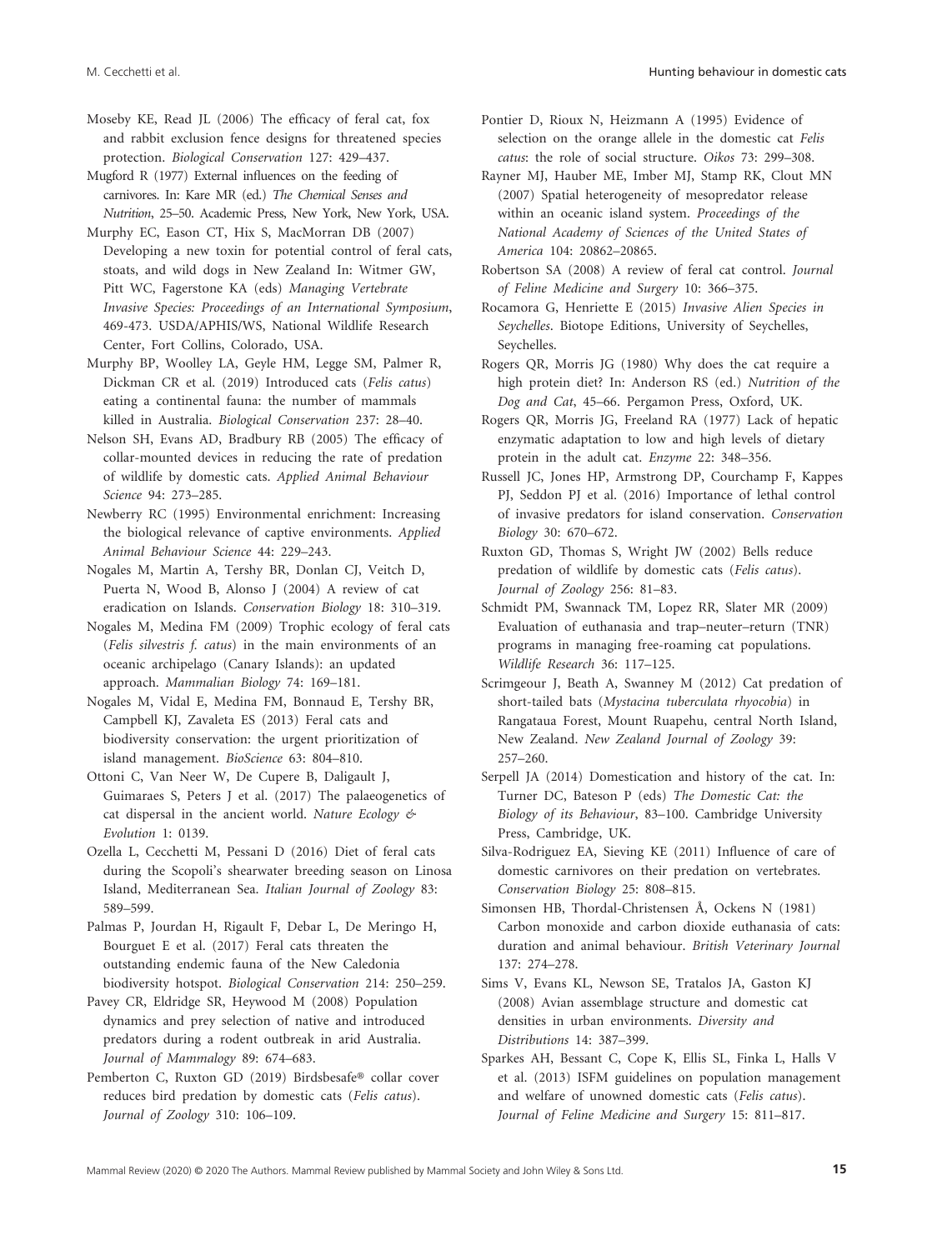Moseby KE, Read JL (2006) The efficacy of feral cat, fox and rabbit exclusion fence designs for threatened species protection. *Biological Conservation* 127: 429–437.

Mugford R (1977) External influences on the feeding of carnivores. In: Kare MR (ed.) *The Chemical Senses and Nutrition*, 25–50. Academic Press, New York, New York, USA.

Murphy EC, Eason CT, Hix S, MacMorran DB (2007) Developing a new toxin for potential control of feral cats, stoats, and wild dogs in New Zealand In: Witmer GW, Pitt WC, Fagerstone KA (eds) *Managing Vertebrate Invasive Species: Proceedings of an International Symposium*, 469-473. USDA/APHIS/WS, National Wildlife Research Center, Fort Collins, Colorado, USA.

Murphy BP, Woolley LA, Geyle HM, Legge SM, Palmer R, Dickman CR et al. (2019) Introduced cats (*Felis catus*) eating a continental fauna: the number of mammals killed in Australia. *Biological Conservation* 237: 28–40.

Nelson SH, Evans AD, Bradbury RB (2005) The efficacy of collar-mounted devices in reducing the rate of predation of wildlife by domestic cats. *Applied Animal Behaviour Science* 94: 273–285.

Newberry RC (1995) Environmental enrichment: Increasing the biological relevance of captive environments. *Applied Animal Behaviour Science* 44: 229–243.

Nogales M, Martin A, Tershy BR, Donlan CJ, Veitch D, Puerta N, Wood B, Alonso J (2004) A review of cat eradication on Islands. *Conservation Biology* 18: 310–319.

Nogales M, Medina FM (2009) Trophic ecology of feral cats (*Felis silvestris f. catus*) in the main environments of an oceanic archipelago (Canary Islands): an updated approach. *Mammalian Biology* 74: 169–181.

Nogales M, Vidal E, Medina FM, Bonnaud E, Tershy BR, Campbell KJ, Zavaleta ES (2013) Feral cats and biodiversity conservation: the urgent prioritization of island management. *BioScience* 63: 804–810.

Ottoni C, Van Neer W, De Cupere B, Daligault J, Guimaraes S, Peters J et al. (2017) The palaeogenetics of cat dispersal in the ancient world. *Nature Ecology & Evolution* 1: 0139.

Ozella L, Cecchetti M, Pessani D (2016) Diet of feral cats during the Scopoli's shearwater breeding season on Linosa Island, Mediterranean Sea. *Italian Journal of Zoology* 83: 589–599.

Palmas P, Jourdan H, Rigault F, Debar L, De Meringo H, Bourguet E et al. (2017) Feral cats threaten the outstanding endemic fauna of the New Caledonia biodiversity hotspot. *Biological Conservation* 214: 250–259.

Pavey CR, Eldridge SR, Heywood M (2008) Population dynamics and prey selection of native and introduced predators during a rodent outbreak in arid Australia. *Journal of Mammalogy* 89: 674–683.

Pemberton C, Ruxton GD (2019) Birdsbesafe® collar cover reduces bird predation by domestic cats (*Felis catus*). *Journal of Zoology* 310: 106–109.

Pontier D, Rioux N, Heizmann A (1995) Evidence of selection on the orange allele in the domestic cat *Felis catus*: the role of social structure. *Oikos* 73: 299–308.

Rayner MJ, Hauber ME, Imber MJ, Stamp RK, Clout MN (2007) Spatial heterogeneity of mesopredator release within an oceanic island system. *Proceedings of the National Academy of Sciences of the United States of America* 104: 20862–20865.

Robertson SA (2008) A review of feral cat control. *Journal of Feline Medicine and Surgery* 10: 366–375.

Rocamora G, Henriette E (2015) *Invasive Alien Species in Seychelles*. Biotope Editions, University of Seychelles, Seychelles.

Rogers QR, Morris JG (1980) Why does the cat require a high protein diet? In: Anderson RS (ed.) *Nutrition of the Dog and Cat*, 45–66. Pergamon Press, Oxford, UK.

Rogers QR, Morris JG, Freeland RA (1977) Lack of hepatic enzymatic adaptation to low and high levels of dietary protein in the adult cat. *Enzyme* 22: 348–356.

Russell JC, Jones HP, Armstrong DP, Courchamp F, Kappes PJ, Seddon PJ et al. (2016) Importance of lethal control of invasive predators for island conservation. *Conservation Biology* 30: 670–672.

Ruxton GD, Thomas S, Wright JW (2002) Bells reduce predation of wildlife by domestic cats (*Felis catus*). *Journal of Zoology* 256: 81–83.

Schmidt PM, Swannack TM, Lopez RR, Slater MR (2009) Evaluation of euthanasia and trap–neuter–return (TNR) programs in managing free-roaming cat populations. *Wildlife Research* 36: 117–125.

Scrimgeour J, Beath A, Swanney M (2012) Cat predation of short-tailed bats (*Mystacina tuberculata rhyocobia*) in Rangataua Forest, Mount Ruapehu, central North Island, New Zealand. *New Zealand Journal of Zoology* 39: 257–260.

Serpell JA (2014) Domestication and history of the cat. In: Turner DC, Bateson P (eds) *The Domestic Cat: the Biology of its Behaviour*, 83–100. Cambridge University Press, Cambridge, UK.

Silva-Rodriguez EA, Sieving KE (2011) Influence of care of domestic carnivores on their predation on vertebrates. *Conservation Biology* 25: 808–815.

Simonsen HB, Thordal-Christensen Å, Ockens N (1981) Carbon monoxide and carbon dioxide euthanasia of cats: duration and animal behaviour. *British Veterinary Journal* 137: 274–278.

Sims V, Evans KL, Newson SE, Tratalos JA, Gaston KJ (2008) Avian assemblage structure and domestic cat densities in urban environments. *Diversity and Distributions* 14: 387–399.

Sparkes AH, Bessant C, Cope K, Ellis SL, Finka L, Halls V et al. (2013) ISFM guidelines on population management and welfare of unowned domestic cats (*Felis catus*). *Journal of Feline Medicine and Surgery* 15: 811–817.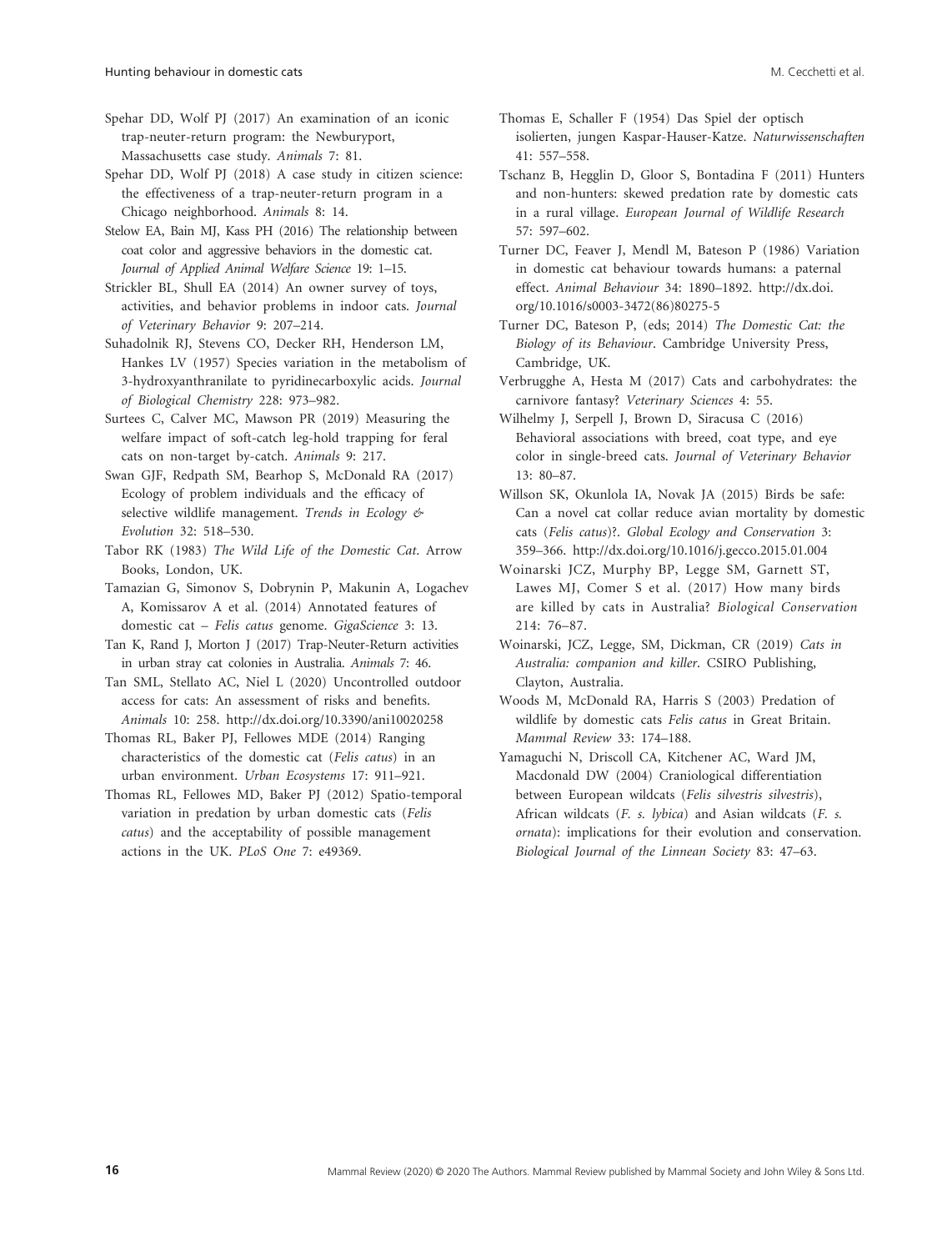Spehar DD, Wolf PJ (2017) An examination of an iconic trap-neuter-return program: the Newburyport, Massachusetts case study. *Animals* 7: 81.

Spehar DD, Wolf PJ (2018) A case study in citizen science: the effectiveness of a trap-neuter-return program in a Chicago neighborhood. *Animals* 8: 14.

Stelow EA, Bain MJ, Kass PH (2016) The relationship between coat color and aggressive behaviors in the domestic cat. *Journal of Applied Animal Welfare Science* 19: 1–15.

Strickler BL, Shull EA (2014) An owner survey of toys, activities, and behavior problems in indoor cats. *Journal of Veterinary Behavior* 9: 207–214.

Suhadolnik RJ, Stevens CO, Decker RH, Henderson LM, Hankes LV (1957) Species variation in the metabolism of 3-hydroxyanthranilate to pyridinecarboxylic acids. *Journal of Biological Chemistry* 228: 973–982.

Surtees C, Calver MC, Mawson PR (2019) Measuring the welfare impact of soft-catch leg-hold trapping for feral cats on non-target by-catch. *Animals* 9: 217.

Swan GJF, Redpath SM, Bearhop S, McDonald RA (2017) Ecology of problem individuals and the efficacy of selective wildlife management. *Trends in Ecology & Evolution* 32: 518–530.

Tabor RK (1983) *The Wild Life of the Domestic Cat*. Arrow Books, London, UK.

Tamazian G, Simonov S, Dobrynin P, Makunin A, Logachev A, Komissarov A et al. (2014) Annotated features of domestic cat – *Felis catus* genome. *GigaScience* 3: 13.

Tan K, Rand J, Morton J (2017) Trap-Neuter-Return activities in urban stray cat colonies in Australia. *Animals* 7: 46.

Tan SML, Stellato AC, Niel L (2020) Uncontrolled outdoor access for cats: An assessment of risks and benefits. *Animals* 10: 258. http://dx.doi.org/10.3390/ani10020258

Thomas RL, Baker PJ, Fellowes MDE (2014) Ranging characteristics of the domestic cat (*Felis catus*) in an urban environment. *Urban Ecosystems* 17: 911–921.

Thomas RL, Fellowes MD, Baker PJ (2012) Spatio-temporal variation in predation by urban domestic cats (*Felis catus*) and the acceptability of possible management actions in the UK. *PLoS One* 7: e49369.

Thomas E, Schaller F (1954) Das Spiel der optisch isolierten, jungen Kaspar-Hauser-Katze. *Naturwissenschaften* 41: 557–558.

Tschanz B, Hegglin D, Gloor S, Bontadina F (2011) Hunters and non-hunters: skewed predation rate by domestic cats in a rural village. *European Journal of Wildlife Research* 57: 597–602.

Turner DC, Feaver J, Mendl M, Bateson P (1986) Variation in domestic cat behaviour towards humans: a paternal effect. *Animal Behaviour* 34: 1890–1892. http://dx.doi.org/10.1016/s0003-3472(86)80275-5

Turner DC, Bateson P, (eds; 2014) *The Domestic Cat: the Biology of its Behaviour*. Cambridge University Press, Cambridge, UK.

Verbrugghe A, Hesta M (2017) Cats and carbohydrates: the carnivore fantasy? *Veterinary Sciences* 4: 55.

Wilhelmy J, Serpell J, Brown D, Siracusa C (2016) Behavioral associations with breed, coat type, and eye color in single-breed cats. *Journal of Veterinary Behavior* 13: 80–87.

Willson SK, Okunlola IA, Novak JA (2015) Birds be safe: Can a novel cat collar reduce avian mortality by domestic cats (*Felis catus*)?. *Global Ecology and Conservation* 3: 359–366. http://dx.doi.org/10.1016/j.gecco.2015.01.004

Woinarski JCZ, Murphy BP, Legge SM, Garnett ST, Lawes MJ, Comer S et al. (2017) How many birds are killed by cats in Australia? *Biological Conservation* 214: 76–87.

Woinarski, JCZ, Legge, SM, Dickman, CR (2019) *Cats in Australia: companion and killer*. CSIRO Publishing, Clayton, Australia.

Woods M, McDonald RA, Harris S (2003) Predation of wildlife by domestic cats *Felis catus* in Great Britain. *Mammal Review* 33: 174–188.

Yamaguchi N, Driscoll CA, Kitchener AC, Ward JM, Macdonald DW (2004) Craniological differentiation between European wildcats (*Felis silvestris silvestris*), African wildcats (*F. s. lybica*) and Asian wildcats (*F. s. ornata*): implications for their evolution and conservation. *Biological Journal of the Linnean Society* 83: 47–63.